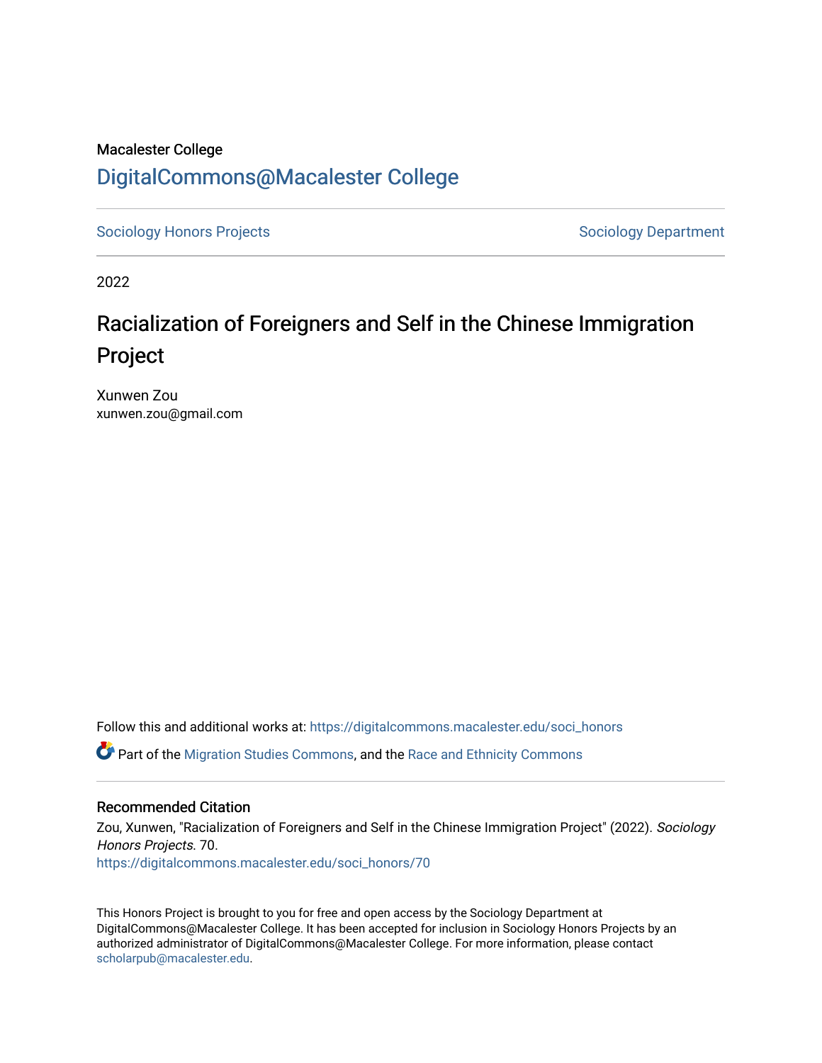Macalester College

[DigitalCommons@Macalester College](https://digitalcommons.macalester.edu)

Sociology Honors Projects | Sociology Department

2022

# Racialization of Foreigners and Self in the Chinese Immigration Project

Xunwen Zou
xunwen.zou@gmail.com

Follow this and additional works at: https://digitalcommons.macalester.edu/soci_honors

Part of the Migration Studies Commons, and the Race and Ethnicity Commons

## Recommended Citation

Zou, Xunwen, "Racialization of Foreigners and Self in the Chinese Immigration Project" (2022). *Sociology Honors Projects*. 70.
https://digitalcommons.macalester.edu/soci_honors/70

This Honors Project is brought to you for free and open access by the Sociology Department at DigitalCommons@Macalester College. It has been accepted for inclusion in Sociology Honors Projects by an authorized administrator of DigitalCommons@Macalester College. For more information, please contact scholarpub@macalester.edu.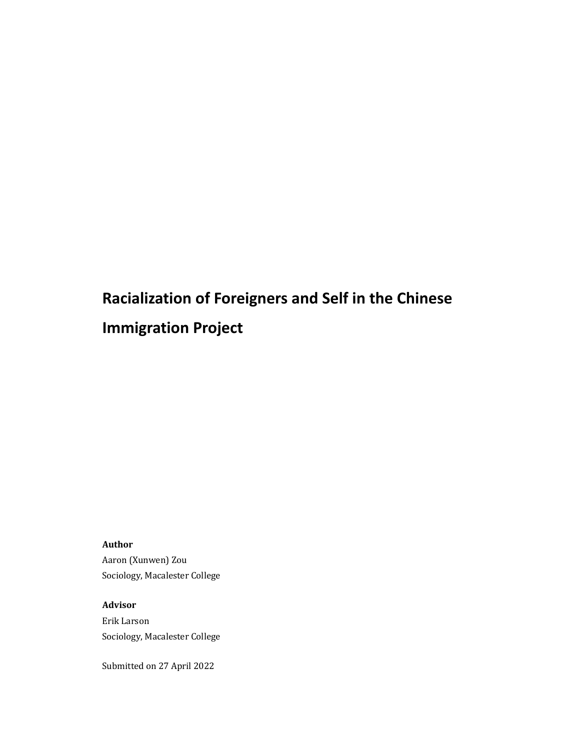# Racialization of Foreigners and Self in the Chinese Immigration Project

**Author**

Aaron (Xunwen) Zou

Sociology, Macalester College

**Advisor**

Erik Larson

Sociology, Macalester College

Submitted on 27 April 2022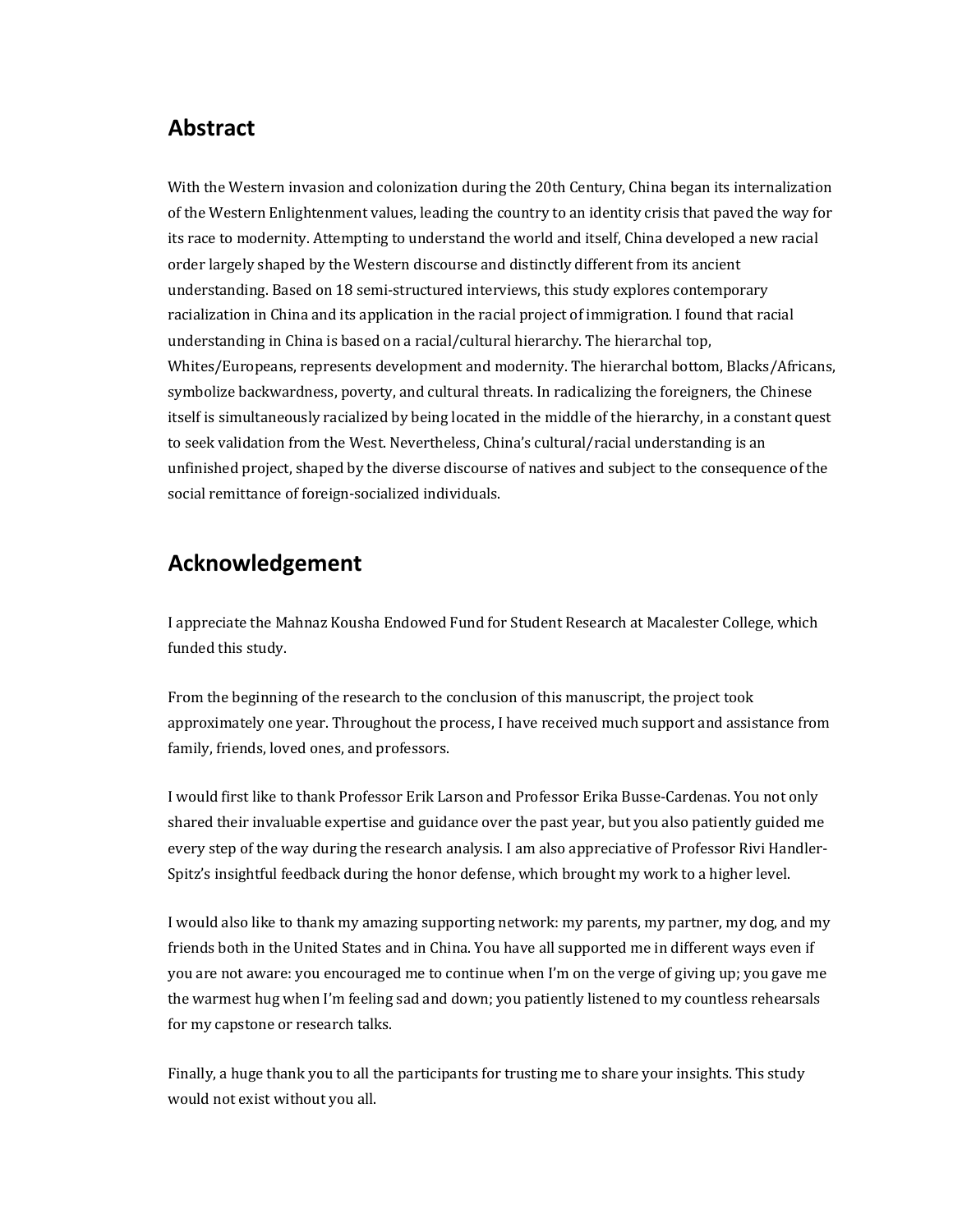## Abstract

With the Western invasion and colonization during the 20th Century, China began its internalization of the Western Enlightenment values, leading the country to an identity crisis that paved the way for its race to modernity. Attempting to understand the world and itself, China developed a new racial order largely shaped by the Western discourse and distinctly different from its ancient understanding. Based on 18 semi-structured interviews, this study explores contemporary racialization in China and its application in the racial project of immigration. I found that racial understanding in China is based on a racial/cultural hierarchy. The hierarchal top, Whites/Europeans, represents development and modernity. The hierarchal bottom, Blacks/Africans, symbolize backwardness, poverty, and cultural threats. In radicalizing the foreigners, the Chinese itself is simultaneously racialized by being located in the middle of the hierarchy, in a constant quest to seek validation from the West. Nevertheless, China's cultural/racial understanding is an unfinished project, shaped by the diverse discourse of natives and subject to the consequence of the social remittance of foreign-socialized individuals.

## Acknowledgement

I appreciate the Mahnaz Kousha Endowed Fund for Student Research at Macalester College, which funded this study.

From the beginning of the research to the conclusion of this manuscript, the project took approximately one year. Throughout the process, I have received much support and assistance from family, friends, loved ones, and professors.

I would first like to thank Professor Erik Larson and Professor Erika Busse-Cardenas. You not only shared their invaluable expertise and guidance over the past year, but you also patiently guided me every step of the way during the research analysis. I am also appreciative of Professor Rivi Handler-Spitz's insightful feedback during the honor defense, which brought my work to a higher level.

I would also like to thank my amazing supporting network: my parents, my partner, my dog, and my friends both in the United States and in China. You have all supported me in different ways even if you are not aware: you encouraged me to continue when I'm on the verge of giving up; you gave me the warmest hug when I'm feeling sad and down; you patiently listened to my countless rehearsals for my capstone or research talks.

Finally, a huge thank you to all the participants for trusting me to share your insights. This study would not exist without you all.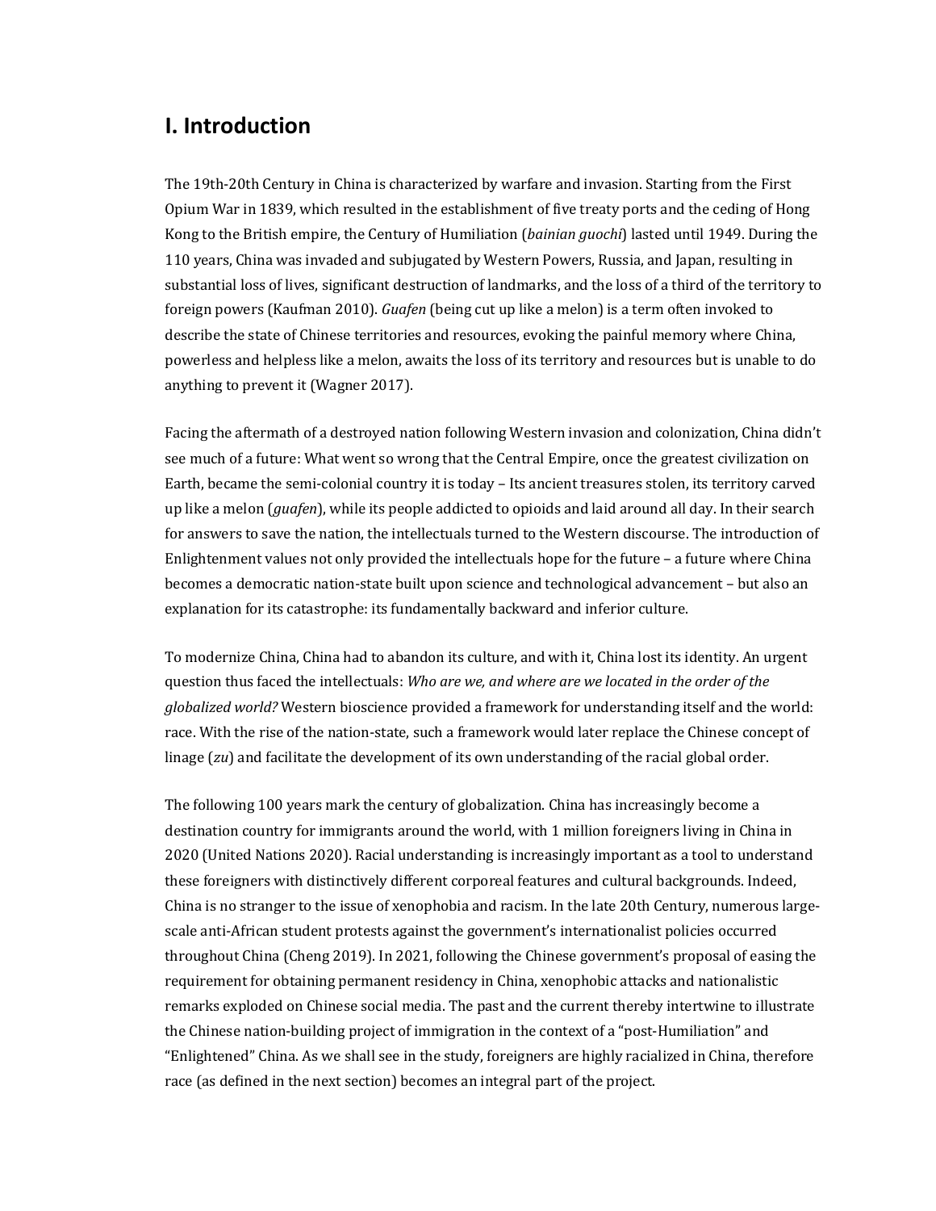## I. Introduction

The 19th-20th Century in China is characterized by warfare and invasion. Starting from the First Opium War in 1839, which resulted in the establishment of five treaty ports and the ceding of Hong Kong to the British empire, the Century of Humiliation (*bainian guochi*) lasted until 1949. During the 110 years, China was invaded and subjugated by Western Powers, Russia, and Japan, resulting in substantial loss of lives, significant destruction of landmarks, and the loss of a third of the territory to foreign powers (Kaufman 2010). *Guafen* (being cut up like a melon) is a term often invoked to describe the state of Chinese territories and resources, evoking the painful memory where China, powerless and helpless like a melon, awaits the loss of its territory and resources but is unable to do anything to prevent it (Wagner 2017).

Facing the aftermath of a destroyed nation following Western invasion and colonization, China didn't see much of a future: What went so wrong that the Central Empire, once the greatest civilization on Earth, became the semi-colonial country it is today – Its ancient treasures stolen, its territory carved up like a melon (*guafen*), while its people addicted to opioids and laid around all day. In their search for answers to save the nation, the intellectuals turned to the Western discourse. The introduction of Enlightenment values not only provided the intellectuals hope for the future – a future where China becomes a democratic nation-state built upon science and technological advancement – but also an explanation for its catastrophe: its fundamentally backward and inferior culture.

To modernize China, China had to abandon its culture, and with it, China lost its identity. An urgent question thus faced the intellectuals: *Who are we, and where are we located in the order of the globalized world?* Western bioscience provided a framework for understanding itself and the world: race. With the rise of the nation-state, such a framework would later replace the Chinese concept of linage (*zu*) and facilitate the development of its own understanding of the racial global order.

The following 100 years mark the century of globalization. China has increasingly become a destination country for immigrants around the world, with 1 million foreigners living in China in 2020 (United Nations 2020). Racial understanding is increasingly important as a tool to understand these foreigners with distinctively different corporeal features and cultural backgrounds. Indeed, China is no stranger to the issue of xenophobia and racism. In the late 20th Century, numerous large-scale anti-African student protests against the government's internationalist policies occurred throughout China (Cheng 2019). In 2021, following the Chinese government's proposal of easing the requirement for obtaining permanent residency in China, xenophobic attacks and nationalistic remarks exploded on Chinese social media. The past and the current thereby intertwine to illustrate the Chinese nation-building project of immigration in the context of a "post-Humiliation" and "Enlightened" China. As we shall see in the study, foreigners are highly racialized in China, therefore race (as defined in the next section) becomes an integral part of the project.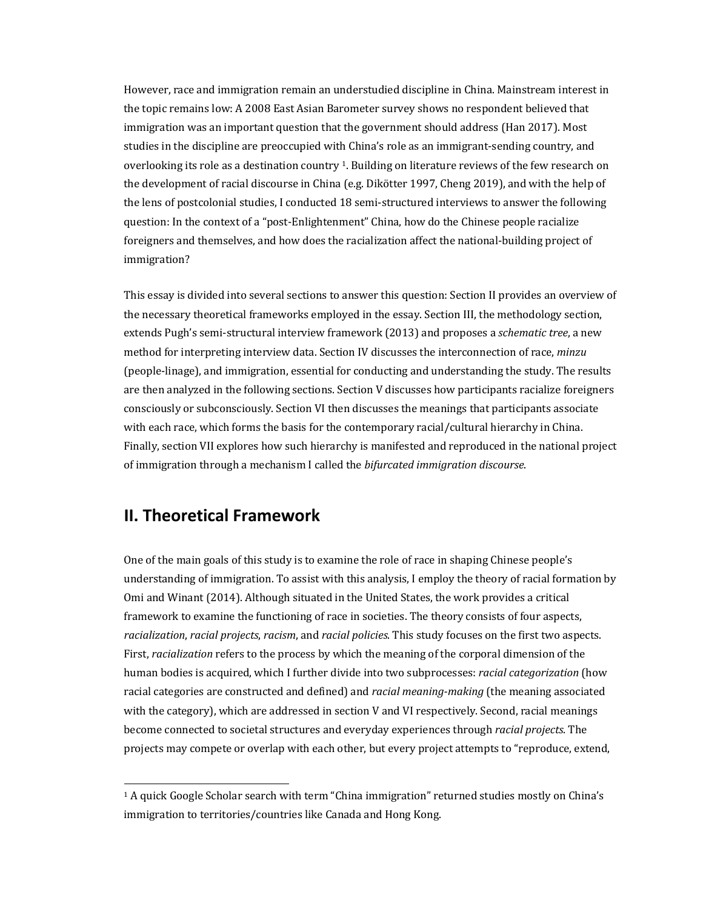However, race and immigration remain an understudied discipline in China. Mainstream interest in the topic remains low: A 2008 East Asian Barometer survey shows no respondent believed that immigration was an important question that the government should address (Han 2017). Most studies in the discipline are preoccupied with China's role as an immigrant-sending country, and overlooking its role as a destination country [1]. Building on literature reviews of the few research on the development of racial discourse in China (e.g. Dikötter 1997, Cheng 2019), and with the help of the lens of postcolonial studies, I conducted 18 semi-structured interviews to answer the following question: In the context of a "post-Enlightenment" China, how do the Chinese people racialize foreigners and themselves, and how does the racialization affect the national-building project of immigration?

This essay is divided into several sections to answer this question: Section II provides an overview of the necessary theoretical frameworks employed in the essay. Section III, the methodology section, extends Pugh's semi-structural interview framework (2013) and proposes a *schematic tree*, a new method for interpreting interview data. Section IV discusses the interconnection of race, *minzu* (people-linage), and immigration, essential for conducting and understanding the study. The results are then analyzed in the following sections. Section V discusses how participants racialize foreigners consciously or subconsciously. Section VI then discusses the meanings that participants associate with each race, which forms the basis for the contemporary racial/cultural hierarchy in China. Finally, section VII explores how such hierarchy is manifested and reproduced in the national project of immigration through a mechanism I called the *bifurcated immigration discourse*.

## II. Theoretical Framework

One of the main goals of this study is to examine the role of race in shaping Chinese people's understanding of immigration. To assist with this analysis, I employ the theory of racial formation by Omi and Winant (2014). Although situated in the United States, the work provides a critical framework to examine the functioning of race in societies. The theory consists of four aspects, *racialization*, *racial projects*, *racism*, and *racial policies*. This study focuses on the first two aspects. First, *racialization* refers to the process by which the meaning of the corporal dimension of the human bodies is acquired, which I further divide into two subprocesses: *racial categorization* (how racial categories are constructed and defined) and *racial meaning-making* (the meaning associated with the category), which are addressed in section V and VI respectively. Second, racial meanings become connected to societal structures and everyday experiences through *racial projects*. The projects may compete or overlap with each other, but every project attempts to "reproduce, extend,

[1] A quick Google Scholar search with term "China immigration" returned studies mostly on China's immigration to territories/countries like Canada and Hong Kong.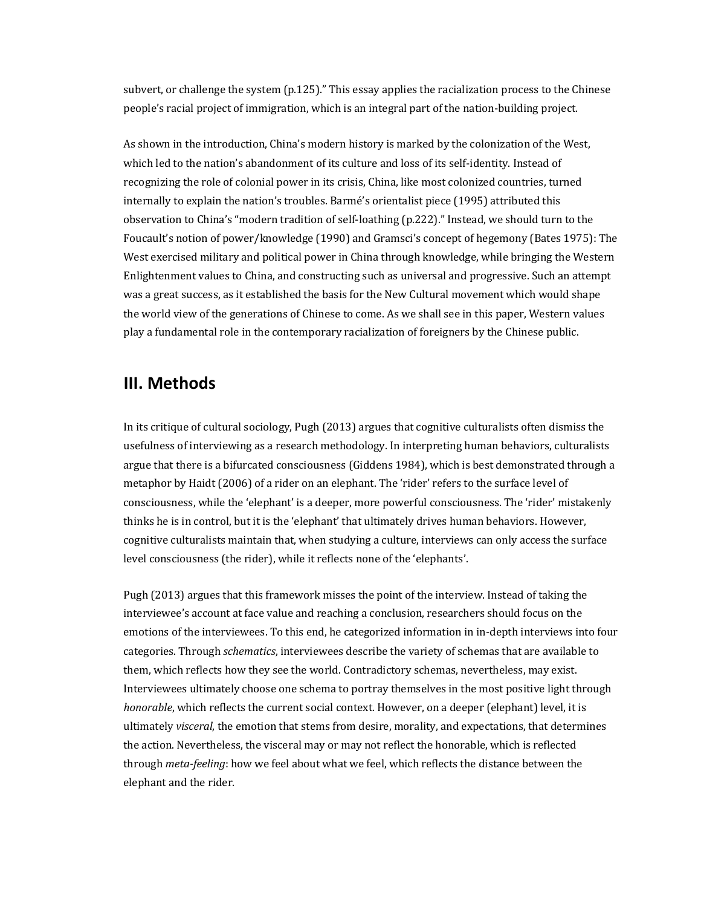subvert, or challenge the system (p.125)." This essay applies the racialization process to the Chinese people's racial project of immigration, which is an integral part of the nation-building project.

As shown in the introduction, China's modern history is marked by the colonization of the West, which led to the nation's abandonment of its culture and loss of its self-identity. Instead of recognizing the role of colonial power in its crisis, China, like most colonized countries, turned internally to explain the nation's troubles. Barmé's orientalist piece (1995) attributed this observation to China's "modern tradition of self-loathing (p.222)." Instead, we should turn to the Foucault's notion of power/knowledge (1990) and Gramsci's concept of hegemony (Bates 1975): The West exercised military and political power in China through knowledge, while bringing the Western Enlightenment values to China, and constructing such as universal and progressive. Such an attempt was a great success, as it established the basis for the New Cultural movement which would shape the world view of the generations of Chinese to come. As we shall see in this paper, Western values play a fundamental role in the contemporary racialization of foreigners by the Chinese public.

## III. Methods

In its critique of cultural sociology, Pugh (2013) argues that cognitive culturalists often dismiss the usefulness of interviewing as a research methodology. In interpreting human behaviors, culturalists argue that there is a bifurcated consciousness (Giddens 1984), which is best demonstrated through a metaphor by Haidt (2006) of a rider on an elephant. The 'rider' refers to the surface level of consciousness, while the 'elephant' is a deeper, more powerful consciousness. The 'rider' mistakenly thinks he is in control, but it is the 'elephant' that ultimately drives human behaviors. However, cognitive culturalists maintain that, when studying a culture, interviews can only access the surface level consciousness (the rider), while it reflects none of the 'elephants'.

Pugh (2013) argues that this framework misses the point of the interview. Instead of taking the interviewee's account at face value and reaching a conclusion, researchers should focus on the emotions of the interviewees. To this end, he categorized information in in-depth interviews into four categories. Through *schematics*, interviewees describe the variety of schemas that are available to them, which reflects how they see the world. Contradictory schemas, nevertheless, may exist. Interviewees ultimately choose one schema to portray themselves in the most positive light through *honorable*, which reflects the current social context. However, on a deeper (elephant) level, it is ultimately *visceral*, the emotion that stems from desire, morality, and expectations, that determines the action. Nevertheless, the visceral may or may not reflect the honorable, which is reflected through *meta-feeling*: how we feel about what we feel, which reflects the distance between the elephant and the rider.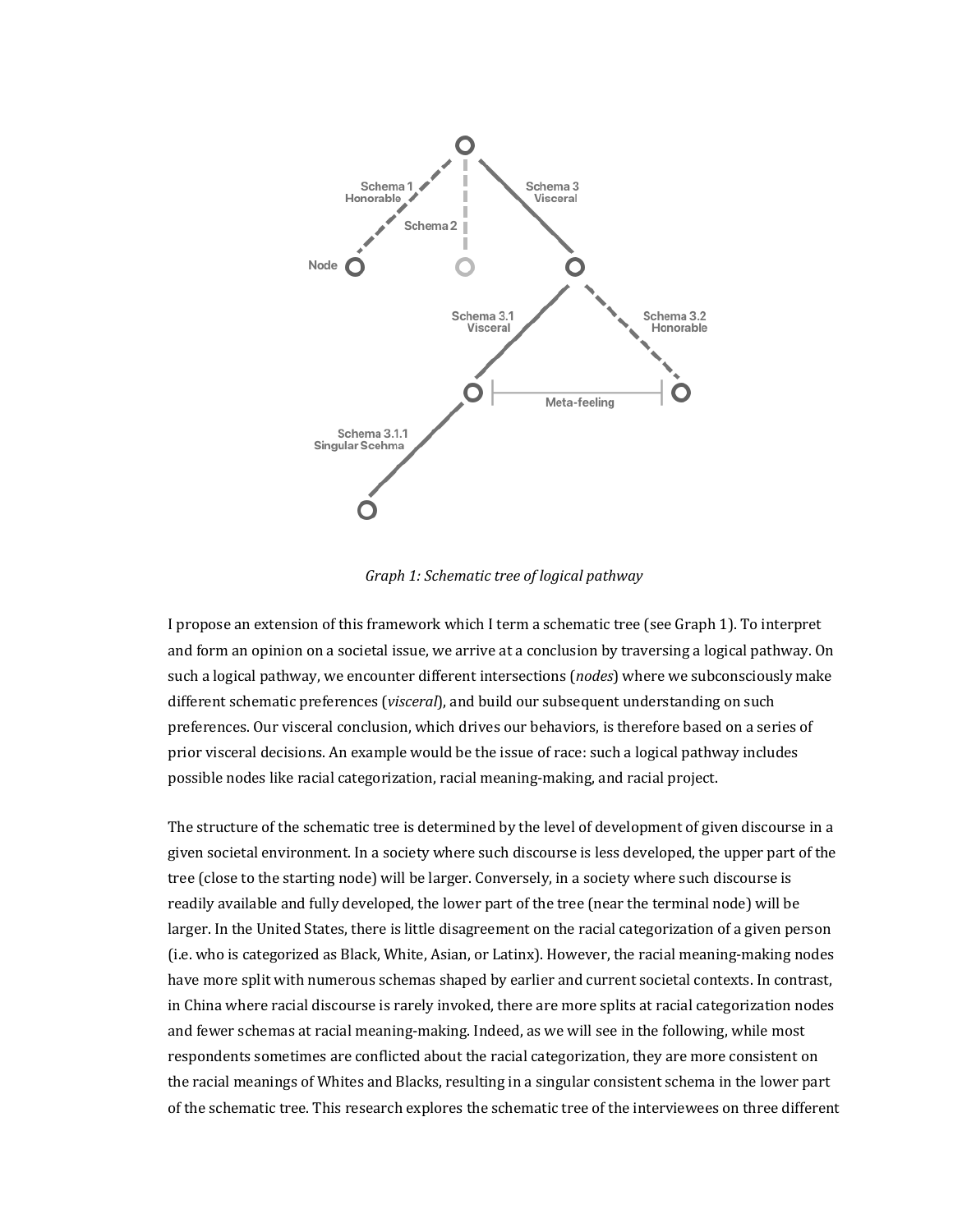Schema 1 Honorable

Schema 2

Schema 3 Visceral

Node

Schema 3.1 Visceral

Schema 3.2 Honorable

Meta-feeling

Schema 3.1.1 Singular Scehma

*Graph 1: Schematic tree of logical pathway*

I propose an extension of this framework which I term a schematic tree (see Graph 1). To interpret and form an opinion on a societal issue, we arrive at a conclusion by traversing a logical pathway. On such a logical pathway, we encounter different intersections (*nodes*) where we subconsciously make different schematic preferences (*visceral*), and build our subsequent understanding on such preferences. Our visceral conclusion, which drives our behaviors, is therefore based on a series of prior visceral decisions. An example would be the issue of race: such a logical pathway includes possible nodes like racial categorization, racial meaning-making, and racial project.

The structure of the schematic tree is determined by the level of development of given discourse in a given societal environment. In a society where such discourse is less developed, the upper part of the tree (close to the starting node) will be larger. Conversely, in a society where such discourse is readily available and fully developed, the lower part of the tree (near the terminal node) will be larger. In the United States, there is little disagreement on the racial categorization of a given person (i.e. who is categorized as Black, White, Asian, or Latinx). However, the racial meaning-making nodes have more split with numerous schemas shaped by earlier and current societal contexts. In contrast, in China where racial discourse is rarely invoked, there are more splits at racial categorization nodes and fewer schemas at racial meaning-making. Indeed, as we will see in the following, while most respondents sometimes are conflicted about the racial categorization, they are more consistent on the racial meanings of Whites and Blacks, resulting in a singular consistent schema in the lower part of the schematic tree. This research explores the schematic tree of the interviewees on three different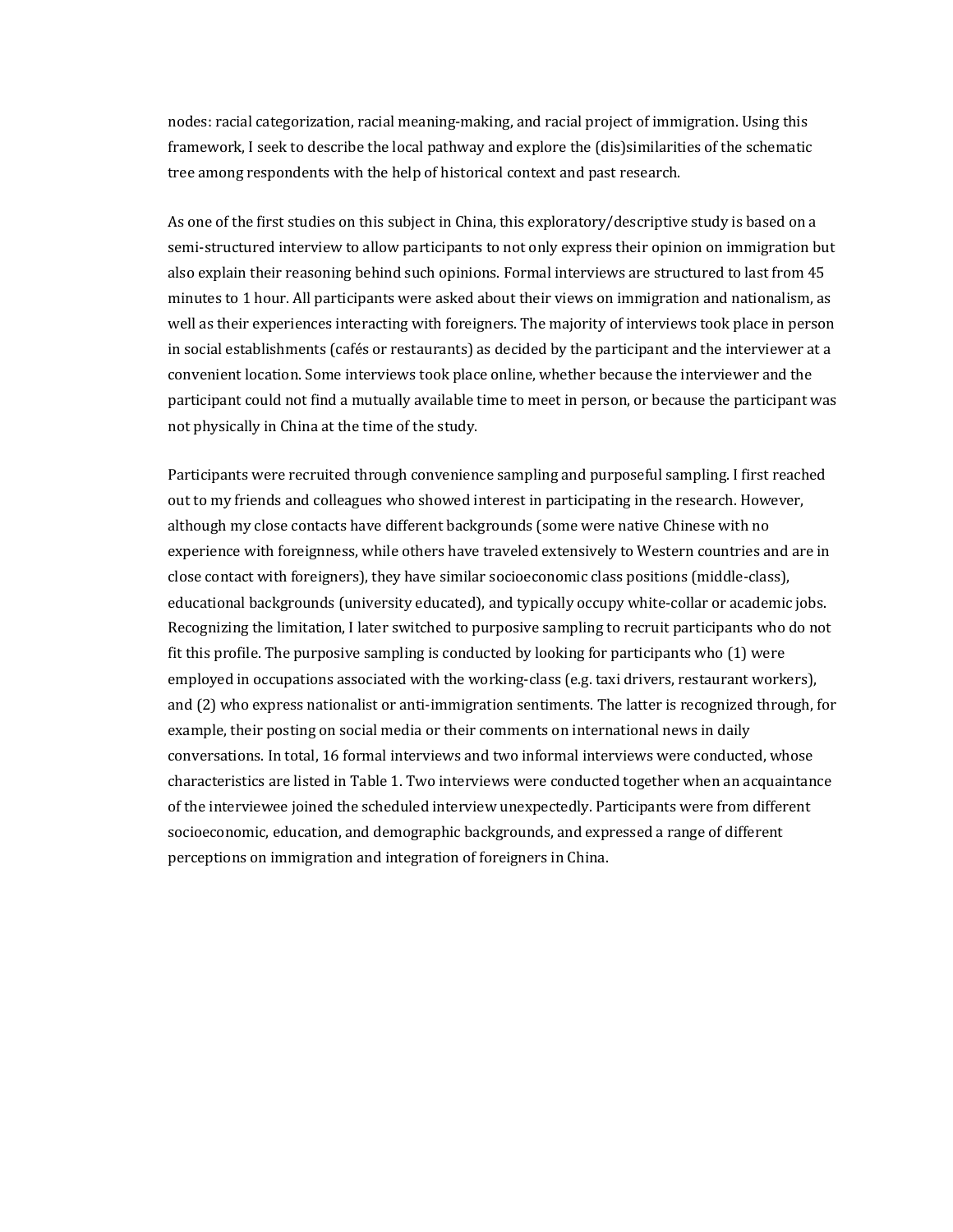nodes: racial categorization, racial meaning-making, and racial project of immigration. Using this framework, I seek to describe the local pathway and explore the (dis)similarities of the schematic tree among respondents with the help of historical context and past research.

As one of the first studies on this subject in China, this exploratory/descriptive study is based on a semi-structured interview to allow participants to not only express their opinion on immigration but also explain their reasoning behind such opinions. Formal interviews are structured to last from 45 minutes to 1 hour. All participants were asked about their views on immigration and nationalism, as well as their experiences interacting with foreigners. The majority of interviews took place in person in social establishments (cafés or restaurants) as decided by the participant and the interviewer at a convenient location. Some interviews took place online, whether because the interviewer and the participant could not find a mutually available time to meet in person, or because the participant was not physically in China at the time of the study.

Participants were recruited through convenience sampling and purposeful sampling. I first reached out to my friends and colleagues who showed interest in participating in the research. However, although my close contacts have different backgrounds (some were native Chinese with no experience with foreignness, while others have traveled extensively to Western countries and are in close contact with foreigners), they have similar socioeconomic class positions (middle-class), educational backgrounds (university educated), and typically occupy white-collar or academic jobs. Recognizing the limitation, I later switched to purposive sampling to recruit participants who do not fit this profile. The purposive sampling is conducted by looking for participants who (1) were employed in occupations associated with the working-class (e.g. taxi drivers, restaurant workers), and (2) who express nationalist or anti-immigration sentiments. The latter is recognized through, for example, their posting on social media or their comments on international news in daily conversations. In total, 16 formal interviews and two informal interviews were conducted, whose characteristics are listed in Table 1. Two interviews were conducted together when an acquaintance of the interviewee joined the scheduled interview unexpectedly. Participants were from different socioeconomic, education, and demographic backgrounds, and expressed a range of different perceptions on immigration and integration of foreigners in China.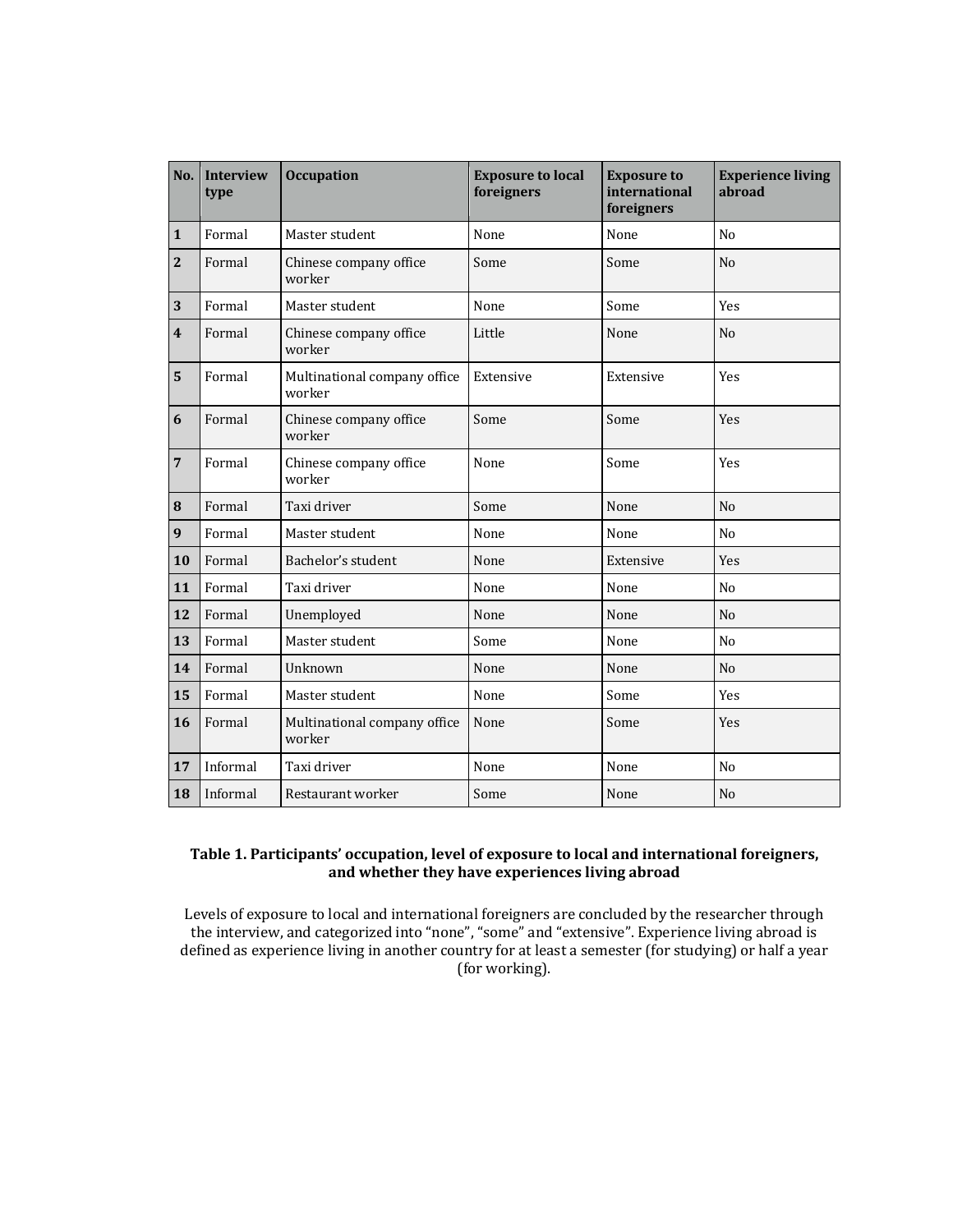| No. | Interview type | Occupation | Exposure to local foreigners | Exposure to international foreigners | Experience living abroad |
|---|---|---|---|---|---|
| **1** | Formal | Master student | None | None | No |
| **2** | Formal | Chinese company office worker | Some | Some | No |
| **3** | Formal | Master student | None | Some | Yes |
| **4** | Formal | Chinese company office worker | Little | None | No |
| **5** | Formal | Multinational company office worker | Extensive | Extensive | Yes |
| **6** | Formal | Chinese company office worker | Some | Some | Yes |
| **7** | Formal | Chinese company office worker | None | Some | Yes |
| **8** | Formal | Taxi driver | Some | None | No |
| **9** | Formal | Master student | None | None | No |
| **10** | Formal | Bachelor's student | None | Extensive | Yes |
| **11** | Formal | Taxi driver | None | None | No |
| **12** | Formal | Unemployed | None | None | No |
| **13** | Formal | Master student | Some | None | No |
| **14** | Formal | Unknown | None | None | No |
| **15** | Formal | Master student | None | Some | Yes |
| **16** | Formal | Multinational company office worker | None | Some | Yes |
| **17** | Informal | Taxi driver | None | None | No |
| **18** | Informal | Restaurant worker | Some | None | No |

**Table 1. Participants' occupation, level of exposure to local and international foreigners, and whether they have experiences living abroad**

Levels of exposure to local and international foreigners are concluded by the researcher through the interview, and categorized into "none", "some" and "extensive". Experience living abroad is defined as experience living in another country for at least a semester (for studying) or half a year (for working).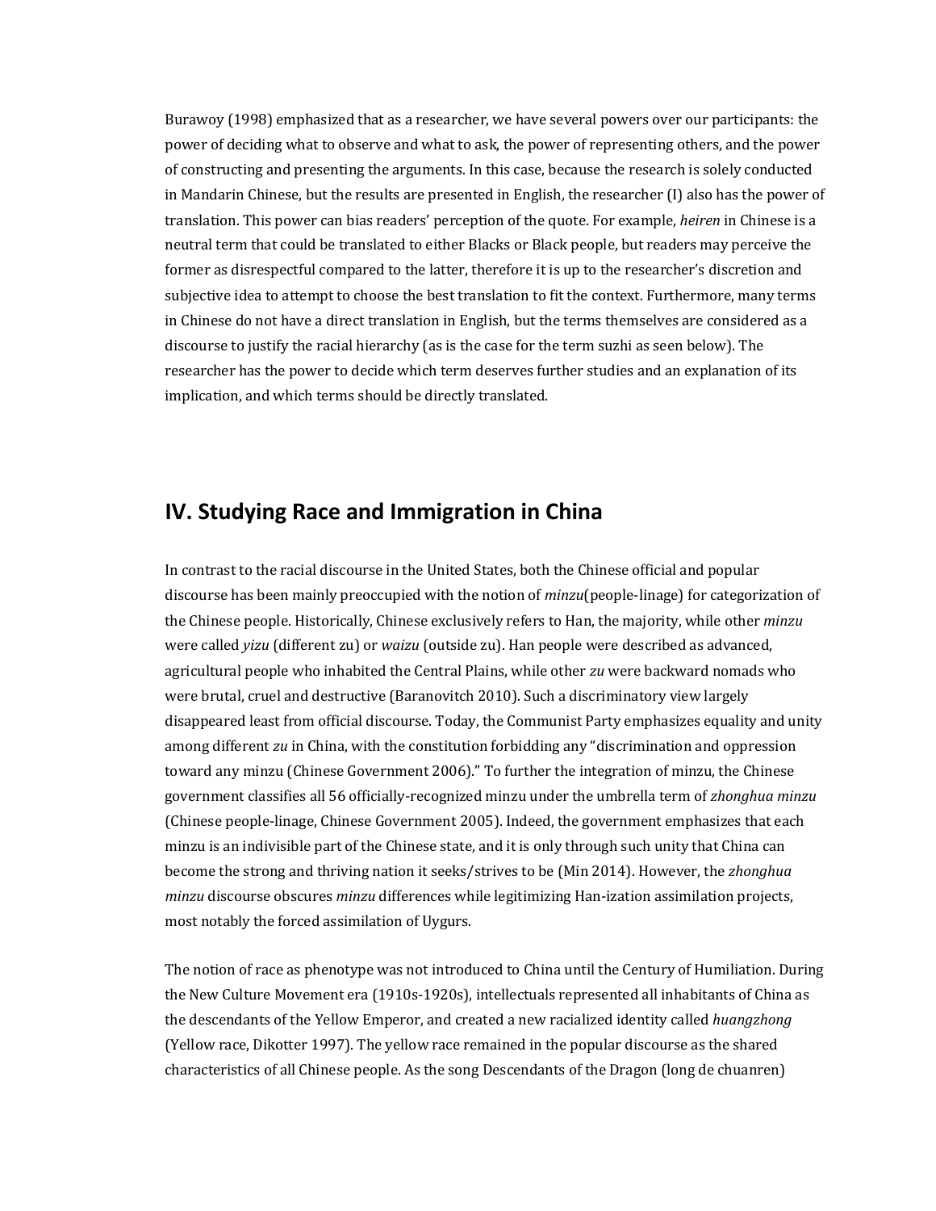Burawoy (1998) emphasized that as a researcher, we have several powers over our participants: the power of deciding what to observe and what to ask, the power of representing others, and the power of constructing and presenting the arguments. In this case, because the research is solely conducted in Mandarin Chinese, but the results are presented in English, the researcher (I) also has the power of translation. This power can bias readers' perception of the quote. For example, *heiren* in Chinese is a neutral term that could be translated to either Blacks or Black people, but readers may perceive the former as disrespectful compared to the latter, therefore it is up to the researcher's discretion and subjective idea to attempt to choose the best translation to fit the context. Furthermore, many terms in Chinese do not have a direct translation in English, but the terms themselves are considered as a discourse to justify the racial hierarchy (as is the case for the term suzhi as seen below). The researcher has the power to decide which term deserves further studies and an explanation of its implication, and which terms should be directly translated.

## IV. Studying Race and Immigration in China

In contrast to the racial discourse in the United States, both the Chinese official and popular discourse has been mainly preoccupied with the notion of *minzu*(people-linage) for categorization of the Chinese people. Historically, Chinese exclusively refers to Han, the majority, while other *minzu* were called *yizu* (different zu) or *waizu* (outside zu). Han people were described as advanced, agricultural people who inhabited the Central Plains, while other *zu* were backward nomads who were brutal, cruel and destructive (Baranovitch 2010). Such a discriminatory view largely disappeared least from official discourse. Today, the Communist Party emphasizes equality and unity among different *zu* in China, with the constitution forbidding any "discrimination and oppression toward any minzu (Chinese Government 2006)." To further the integration of minzu, the Chinese government classifies all 56 officially-recognized minzu under the umbrella term of *zhonghua minzu* (Chinese people-linage, Chinese Government 2005). Indeed, the government emphasizes that each minzu is an indivisible part of the Chinese state, and it is only through such unity that China can become the strong and thriving nation it seeks/strives to be (Min 2014). However, the *zhonghua minzu* discourse obscures *minzu* differences while legitimizing Han-ization assimilation projects, most notably the forced assimilation of Uygurs.

The notion of race as phenotype was not introduced to China until the Century of Humiliation. During the New Culture Movement era (1910s-1920s), intellectuals represented all inhabitants of China as the descendants of the Yellow Emperor, and created a new racialized identity called *huangzhong* (Yellow race, Dikotter 1997). The yellow race remained in the popular discourse as the shared characteristics of all Chinese people. As the song Descendants of the Dragon (long de chuanren)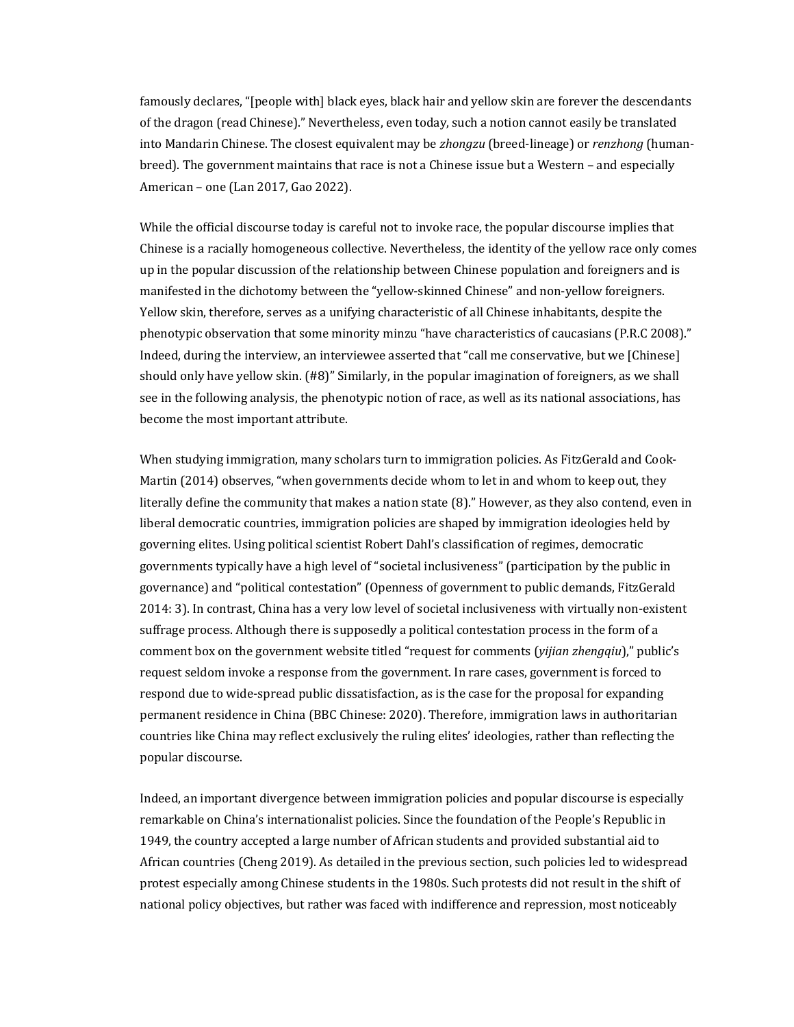famously declares, "[people with] black eyes, black hair and yellow skin are forever the descendants of the dragon (read Chinese)." Nevertheless, even today, such a notion cannot easily be translated into Mandarin Chinese. The closest equivalent may be *zhongzu* (breed-lineage) or *renzhong* (human-breed). The government maintains that race is not a Chinese issue but a Western – and especially American – one (Lan 2017, Gao 2022).

While the official discourse today is careful not to invoke race, the popular discourse implies that Chinese is a racially homogeneous collective. Nevertheless, the identity of the yellow race only comes up in the popular discussion of the relationship between Chinese population and foreigners and is manifested in the dichotomy between the "yellow-skinned Chinese" and non-yellow foreigners. Yellow skin, therefore, serves as a unifying characteristic of all Chinese inhabitants, despite the phenotypic observation that some minority minzu "have characteristics of caucasians (P.R.C 2008)." Indeed, during the interview, an interviewee asserted that "call me conservative, but we [Chinese] should only have yellow skin. (#8)" Similarly, in the popular imagination of foreigners, as we shall see in the following analysis, the phenotypic notion of race, as well as its national associations, has become the most important attribute.

When studying immigration, many scholars turn to immigration policies. As FitzGerald and Cook-Martin (2014) observes, "when governments decide whom to let in and whom to keep out, they literally define the community that makes a nation state (8)." However, as they also contend, even in liberal democratic countries, immigration policies are shaped by immigration ideologies held by governing elites. Using political scientist Robert Dahl's classification of regimes, democratic governments typically have a high level of "societal inclusiveness" (participation by the public in governance) and "political contestation" (Openness of government to public demands, FitzGerald 2014: 3). In contrast, China has a very low level of societal inclusiveness with virtually non-existent suffrage process. Although there is supposedly a political contestation process in the form of a comment box on the government website titled "request for comments (*yijian zhengqiu*)," public's request seldom invoke a response from the government. In rare cases, government is forced to respond due to wide-spread public dissatisfaction, as is the case for the proposal for expanding permanent residence in China (BBC Chinese: 2020). Therefore, immigration laws in authoritarian countries like China may reflect exclusively the ruling elites' ideologies, rather than reflecting the popular discourse.

Indeed, an important divergence between immigration policies and popular discourse is especially remarkable on China's internationalist policies. Since the foundation of the People's Republic in 1949, the country accepted a large number of African students and provided substantial aid to African countries (Cheng 2019). As detailed in the previous section, such policies led to widespread protest especially among Chinese students in the 1980s. Such protests did not result in the shift of national policy objectives, but rather was faced with indifference and repression, most noticeably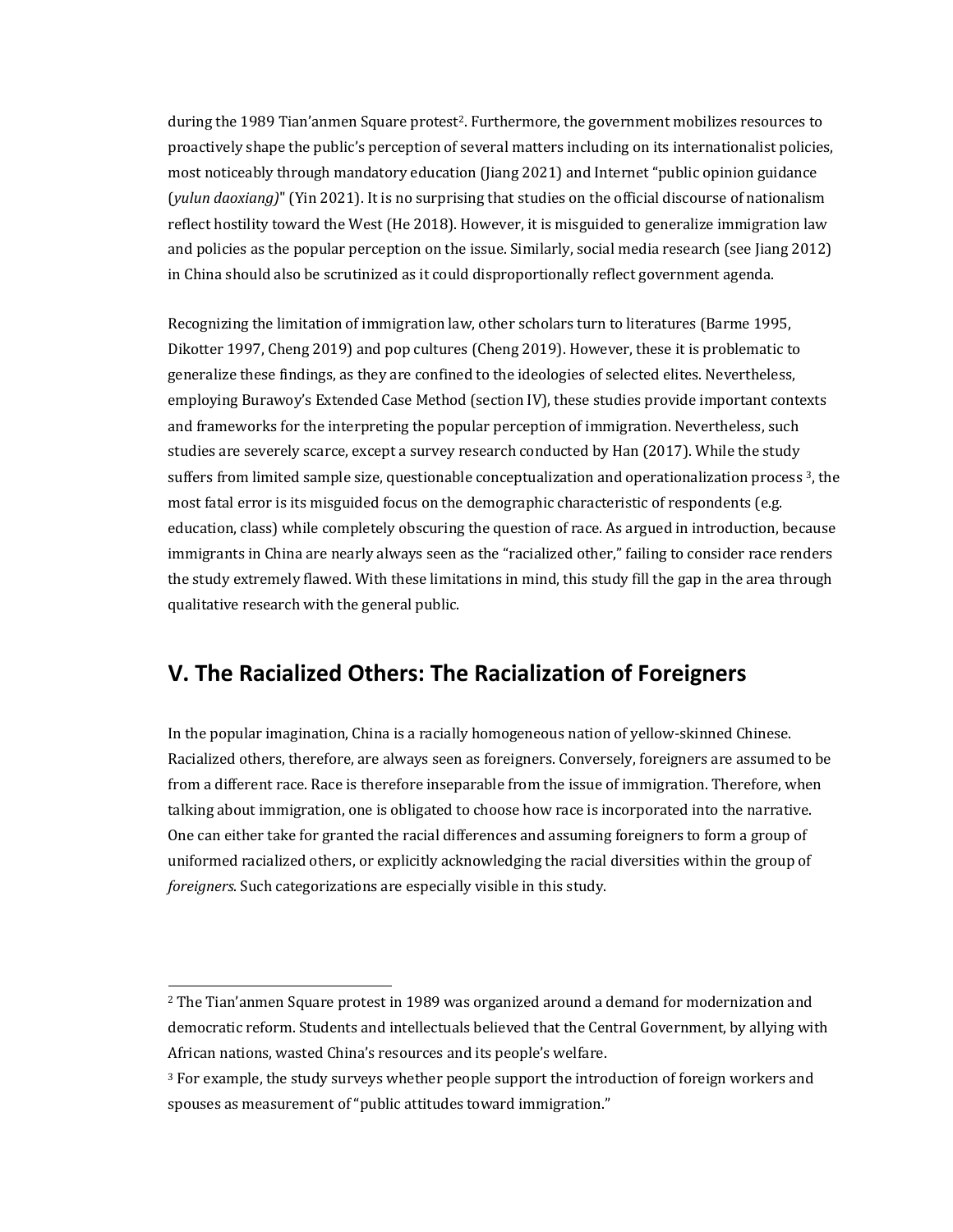during the 1989 Tian'anmen Square protest[2]. Furthermore, the government mobilizes resources to proactively shape the public's perception of several matters including on its internationalist policies, most noticeably through mandatory education (Jiang 2021) and Internet "public opinion guidance (*yulun daoxiang)*" (Yin 2021). It is no surprising that studies on the official discourse of nationalism reflect hostility toward the West (He 2018). However, it is misguided to generalize immigration law and policies as the popular perception on the issue. Similarly, social media research (see Jiang 2012) in China should also be scrutinized as it could disproportionally reflect government agenda.

Recognizing the limitation of immigration law, other scholars turn to literatures (Barme 1995, Dikotter 1997, Cheng 2019) and pop cultures (Cheng 2019). However, these it is problematic to generalize these findings, as they are confined to the ideologies of selected elites. Nevertheless, employing Burawoy's Extended Case Method (section IV), these studies provide important contexts and frameworks for the interpreting the popular perception of immigration. Nevertheless, such studies are severely scarce, except a survey research conducted by Han (2017). While the study suffers from limited sample size, questionable conceptualization and operationalization process [3], the most fatal error is its misguided focus on the demographic characteristic of respondents (e.g. education, class) while completely obscuring the question of race. As argued in introduction, because immigrants in China are nearly always seen as the "racialized other," failing to consider race renders the study extremely flawed. With these limitations in mind, this study fill the gap in the area through qualitative research with the general public.

## V. The Racialized Others: The Racialization of Foreigners

In the popular imagination, China is a racially homogeneous nation of yellow-skinned Chinese. Racialized others, therefore, are always seen as foreigners. Conversely, foreigners are assumed to be from a different race. Race is therefore inseparable from the issue of immigration. Therefore, when talking about immigration, one is obligated to choose how race is incorporated into the narrative. One can either take for granted the racial differences and assuming foreigners to form a group of uniformed racialized others, or explicitly acknowledging the racial diversities within the group of *foreigners*. Such categorizations are especially visible in this study.

---

[2] The Tian'anmen Square protest in 1989 was organized around a demand for modernization and democratic reform. Students and intellectuals believed that the Central Government, by allying with African nations, wasted China's resources and its people's welfare.

[3] For example, the study surveys whether people support the introduction of foreign workers and spouses as measurement of "public attitudes toward immigration."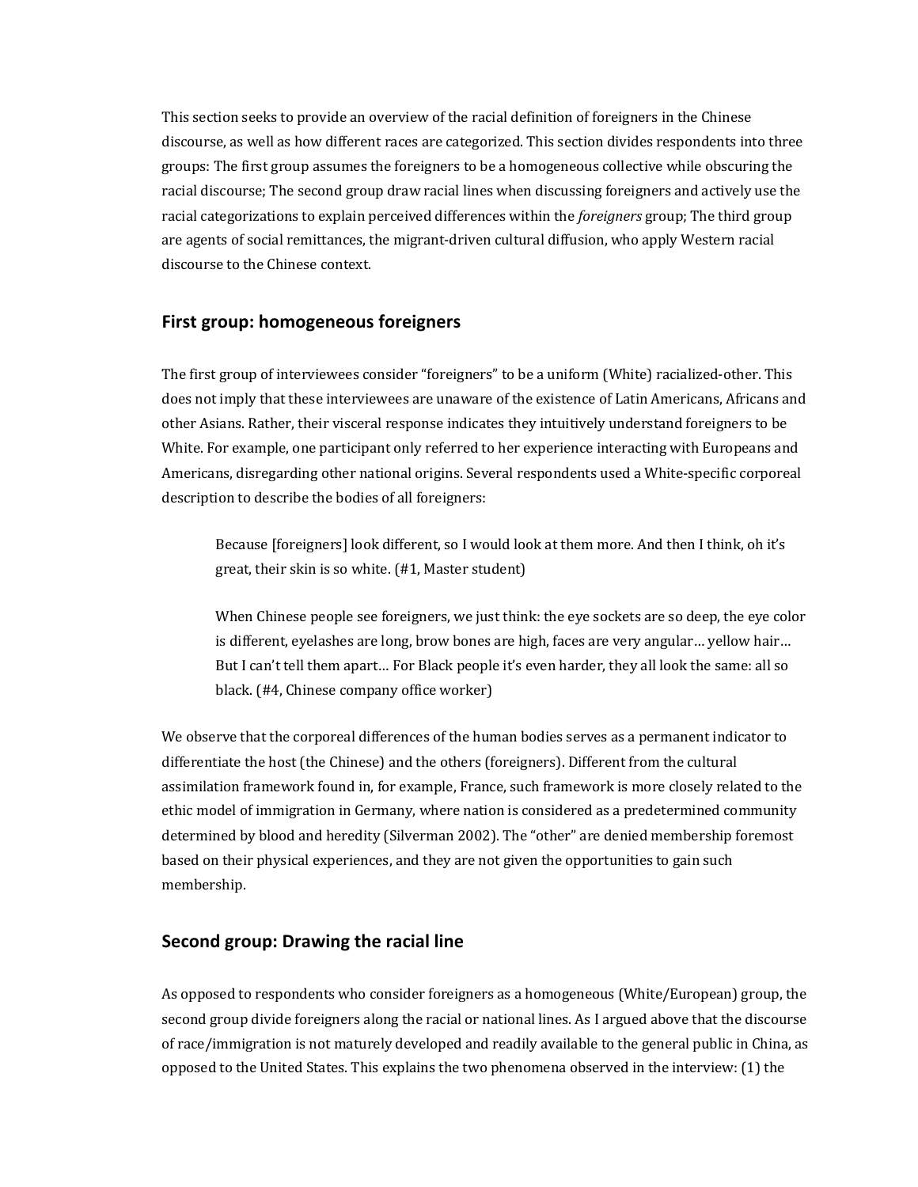This section seeks to provide an overview of the racial definition of foreigners in the Chinese discourse, as well as how different races are categorized. This section divides respondents into three groups: The first group assumes the foreigners to be a homogeneous collective while obscuring the racial discourse; The second group draw racial lines when discussing foreigners and actively use the racial categorizations to explain perceived differences within the *foreigners* group; The third group are agents of social remittances, the migrant-driven cultural diffusion, who apply Western racial discourse to the Chinese context.

## First group: homogeneous foreigners

The first group of interviewees consider "foreigners" to be a uniform (White) racialized-other. This does not imply that these interviewees are unaware of the existence of Latin Americans, Africans and other Asians. Rather, their visceral response indicates they intuitively understand foreigners to be White. For example, one participant only referred to her experience interacting with Europeans and Americans, disregarding other national origins. Several respondents used a White-specific corporeal description to describe the bodies of all foreigners:

> Because [foreigners] look different, so I would look at them more. And then I think, oh it's great, their skin is so white. (#1, Master student)

> When Chinese people see foreigners, we just think: the eye sockets are so deep, the eye color is different, eyelashes are long, brow bones are high, faces are very angular… yellow hair… But I can't tell them apart… For Black people it's even harder, they all look the same: all so black. (#4, Chinese company office worker)

We observe that the corporeal differences of the human bodies serves as a permanent indicator to differentiate the host (the Chinese) and the others (foreigners). Different from the cultural assimilation framework found in, for example, France, such framework is more closely related to the ethic model of immigration in Germany, where nation is considered as a predetermined community determined by blood and heredity (Silverman 2002). The "other" are denied membership foremost based on their physical experiences, and they are not given the opportunities to gain such membership.

## Second group: Drawing the racial line

As opposed to respondents who consider foreigners as a homogeneous (White/European) group, the second group divide foreigners along the racial or national lines. As I argued above that the discourse of race/immigration is not maturely developed and readily available to the general public in China, as opposed to the United States. This explains the two phenomena observed in the interview: (1) the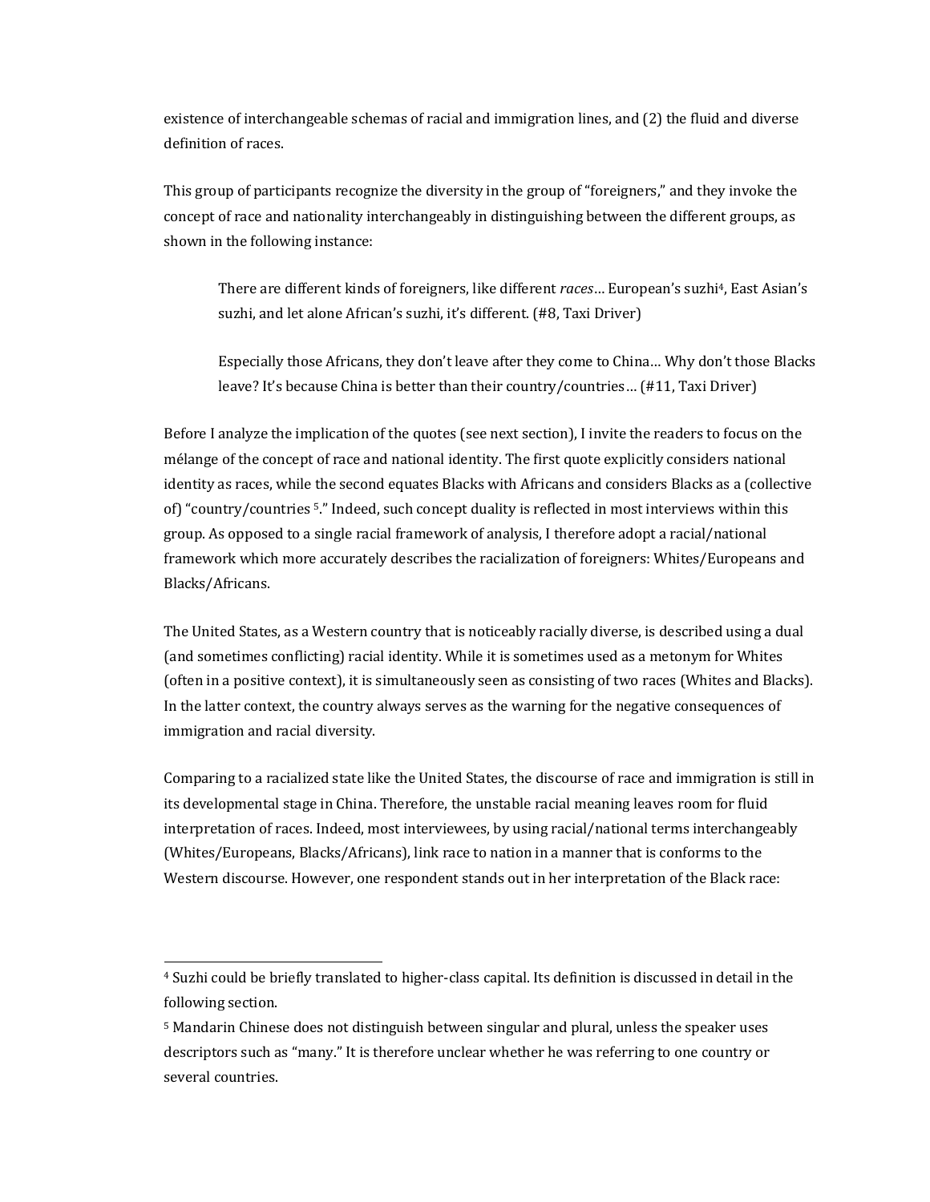existence of interchangeable schemas of racial and immigration lines, and (2) the fluid and diverse definition of races.

This group of participants recognize the diversity in the group of "foreigners," and they invoke the concept of race and nationality interchangeably in distinguishing between the different groups, as shown in the following instance:

> There are different kinds of foreigners, like different *races*… European's suzhi[4], East Asian's suzhi, and let alone African's suzhi, it's different. (#8, Taxi Driver)

> Especially those Africans, they don't leave after they come to China… Why don't those Blacks leave? It's because China is better than their country/countries… (#11, Taxi Driver)

Before I analyze the implication of the quotes (see next section), I invite the readers to focus on the mélange of the concept of race and national identity. The first quote explicitly considers national identity as races, while the second equates Blacks with Africans and considers Blacks as a (collective of) "country/countries [5]." Indeed, such concept duality is reflected in most interviews within this group. As opposed to a single racial framework of analysis, I therefore adopt a racial/national framework which more accurately describes the racialization of foreigners: Whites/Europeans and Blacks/Africans.

The United States, as a Western country that is noticeably racially diverse, is described using a dual (and sometimes conflicting) racial identity. While it is sometimes used as a metonym for Whites (often in a positive context), it is simultaneously seen as consisting of two races (Whites and Blacks). In the latter context, the country always serves as the warning for the negative consequences of immigration and racial diversity.

Comparing to a racialized state like the United States, the discourse of race and immigration is still in its developmental stage in China. Therefore, the unstable racial meaning leaves room for fluid interpretation of races. Indeed, most interviewees, by using racial/national terms interchangeably (Whites/Europeans, Blacks/Africans), link race to nation in a manner that is conforms to the Western discourse. However, one respondent stands out in her interpretation of the Black race:

---

[4] Suzhi could be briefly translated to higher-class capital. Its definition is discussed in detail in the following section.

[5] Mandarin Chinese does not distinguish between singular and plural, unless the speaker uses descriptors such as "many." It is therefore unclear whether he was referring to one country or several countries.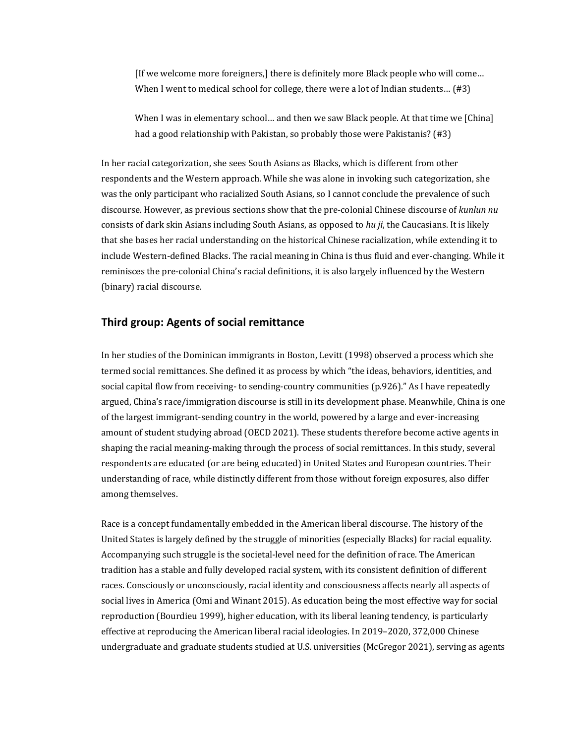> [If we welcome more foreigners,] there is definitely more Black people who will come… When I went to medical school for college, there were a lot of Indian students… (#3)

> When I was in elementary school… and then we saw Black people. At that time we [China] had a good relationship with Pakistan, so probably those were Pakistanis? (#3)

In her racial categorization, she sees South Asians as Blacks, which is different from other respondents and the Western approach. While she was alone in invoking such categorization, she was the only participant who racialized South Asians, so I cannot conclude the prevalence of such discourse. However, as previous sections show that the pre-colonial Chinese discourse of *kunlun nu* consists of dark skin Asians including South Asians, as opposed to *hu ji*, the Caucasians. It is likely that she bases her racial understanding on the historical Chinese racialization, while extending it to include Western-defined Blacks. The racial meaning in China is thus fluid and ever-changing. While it reminisces the pre-colonial China's racial definitions, it is also largely influenced by the Western (binary) racial discourse.

## Third group: Agents of social remittance

In her studies of the Dominican immigrants in Boston, Levitt (1998) observed a process which she termed social remittances. She defined it as process by which "the ideas, behaviors, identities, and social capital flow from receiving- to sending-country communities (p.926)." As I have repeatedly argued, China's race/immigration discourse is still in its development phase. Meanwhile, China is one of the largest immigrant-sending country in the world, powered by a large and ever-increasing amount of student studying abroad (OECD 2021). These students therefore become active agents in shaping the racial meaning-making through the process of social remittances. In this study, several respondents are educated (or are being educated) in United States and European countries. Their understanding of race, while distinctly different from those without foreign exposures, also differ among themselves.

Race is a concept fundamentally embedded in the American liberal discourse. The history of the United States is largely defined by the struggle of minorities (especially Blacks) for racial equality. Accompanying such struggle is the societal-level need for the definition of race. The American tradition has a stable and fully developed racial system, with its consistent definition of different races. Consciously or unconsciously, racial identity and consciousness affects nearly all aspects of social lives in America (Omi and Winant 2015). As education being the most effective way for social reproduction (Bourdieu 1999), higher education, with its liberal leaning tendency, is particularly effective at reproducing the American liberal racial ideologies. In 2019–2020, 372,000 Chinese undergraduate and graduate students studied at U.S. universities (McGregor 2021), serving as agents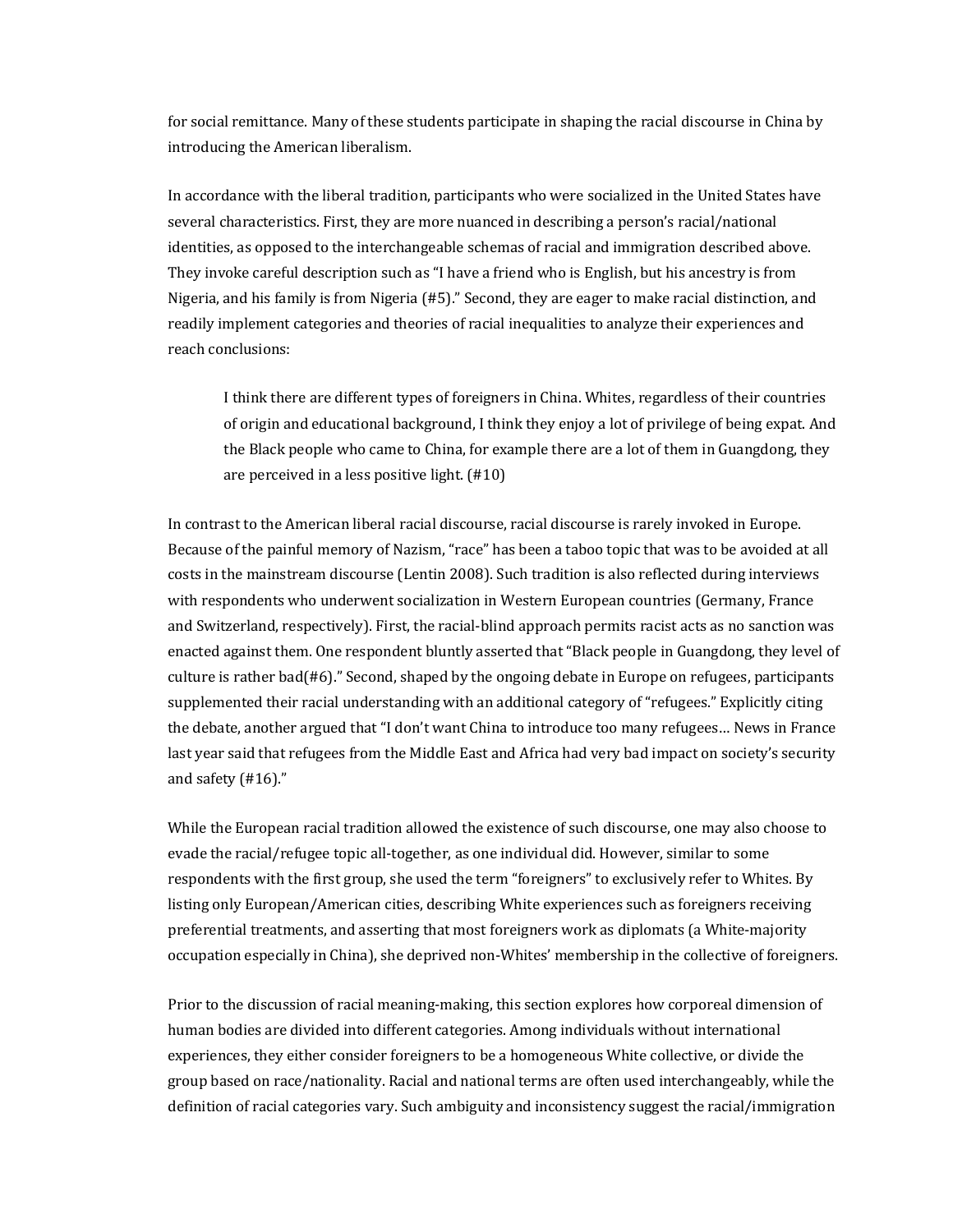for social remittance. Many of these students participate in shaping the racial discourse in China by introducing the American liberalism.

In accordance with the liberal tradition, participants who were socialized in the United States have several characteristics. First, they are more nuanced in describing a person's racial/national identities, as opposed to the interchangeable schemas of racial and immigration described above. They invoke careful description such as "I have a friend who is English, but his ancestry is from Nigeria, and his family is from Nigeria (#5)." Second, they are eager to make racial distinction, and readily implement categories and theories of racial inequalities to analyze their experiences and reach conclusions:

> I think there are different types of foreigners in China. Whites, regardless of their countries of origin and educational background, I think they enjoy a lot of privilege of being expat. And the Black people who came to China, for example there are a lot of them in Guangdong, they are perceived in a less positive light. (#10)

In contrast to the American liberal racial discourse, racial discourse is rarely invoked in Europe. Because of the painful memory of Nazism, "race" has been a taboo topic that was to be avoided at all costs in the mainstream discourse (Lentin 2008). Such tradition is also reflected during interviews with respondents who underwent socialization in Western European countries (Germany, France and Switzerland, respectively). First, the racial-blind approach permits racist acts as no sanction was enacted against them. One respondent bluntly asserted that "Black people in Guangdong, they level of culture is rather bad(#6)." Second, shaped by the ongoing debate in Europe on refugees, participants supplemented their racial understanding with an additional category of "refugees." Explicitly citing the debate, another argued that "I don't want China to introduce too many refugees… News in France last year said that refugees from the Middle East and Africa had very bad impact on society's security and safety (#16)."

While the European racial tradition allowed the existence of such discourse, one may also choose to evade the racial/refugee topic all-together, as one individual did. However, similar to some respondents with the first group, she used the term "foreigners" to exclusively refer to Whites. By listing only European/American cities, describing White experiences such as foreigners receiving preferential treatments, and asserting that most foreigners work as diplomats (a White-majority occupation especially in China), she deprived non-Whites' membership in the collective of foreigners.

Prior to the discussion of racial meaning-making, this section explores how corporeal dimension of human bodies are divided into different categories. Among individuals without international experiences, they either consider foreigners to be a homogeneous White collective, or divide the group based on race/nationality. Racial and national terms are often used interchangeably, while the definition of racial categories vary. Such ambiguity and inconsistency suggest the racial/immigration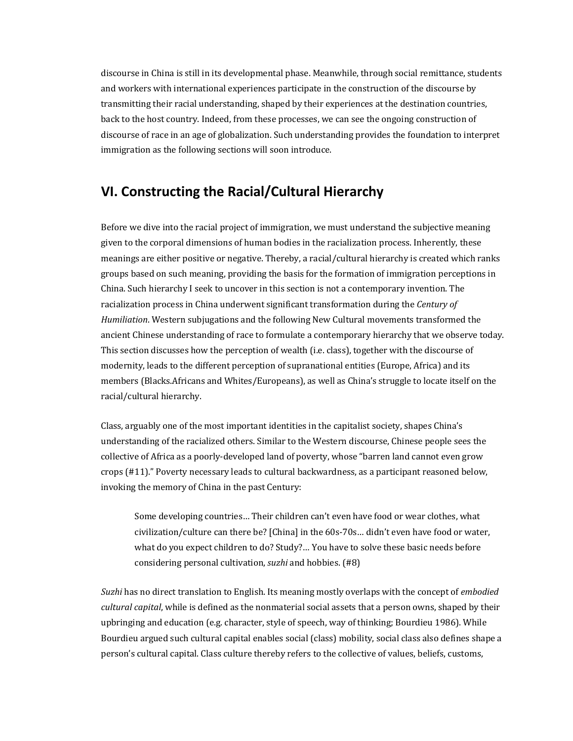discourse in China is still in its developmental phase. Meanwhile, through social remittance, students and workers with international experiences participate in the construction of the discourse by transmitting their racial understanding, shaped by their experiences at the destination countries, back to the host country. Indeed, from these processes, we can see the ongoing construction of discourse of race in an age of globalization. Such understanding provides the foundation to interpret immigration as the following sections will soon introduce.

## VI. Constructing the Racial/Cultural Hierarchy

Before we dive into the racial project of immigration, we must understand the subjective meaning given to the corporal dimensions of human bodies in the racialization process. Inherently, these meanings are either positive or negative. Thereby, a racial/cultural hierarchy is created which ranks groups based on such meaning, providing the basis for the formation of immigration perceptions in China. Such hierarchy I seek to uncover in this section is not a contemporary invention. The racialization process in China underwent significant transformation during the *Century of Humiliation*. Western subjugations and the following New Cultural movements transformed the ancient Chinese understanding of race to formulate a contemporary hierarchy that we observe today. This section discusses how the perception of wealth (i.e. class), together with the discourse of modernity, leads to the different perception of supranational entities (Europe, Africa) and its members (Blacks.Africans and Whites/Europeans), as well as China's struggle to locate itself on the racial/cultural hierarchy.

Class, arguably one of the most important identities in the capitalist society, shapes China's understanding of the racialized others. Similar to the Western discourse, Chinese people sees the collective of Africa as a poorly-developed land of poverty, whose "barren land cannot even grow crops (#11)." Poverty necessary leads to cultural backwardness, as a participant reasoned below, invoking the memory of China in the past Century:

> Some developing countries… Their children can't even have food or wear clothes, what civilization/culture can there be? [China] in the 60s-70s… didn't even have food or water, what do you expect children to do? Study?… You have to solve these basic needs before considering personal cultivation, *suzhi* and hobbies. (#8)

*Suzhi* has no direct translation to English. Its meaning mostly overlaps with the concept of *embodied cultural capital*, while is defined as the nonmaterial social assets that a person owns, shaped by their upbringing and education (e.g. character, style of speech, way of thinking; Bourdieu 1986). While Bourdieu argued such cultural capital enables social (class) mobility, social class also defines shape a person's cultural capital. Class culture thereby refers to the collective of values, beliefs, customs,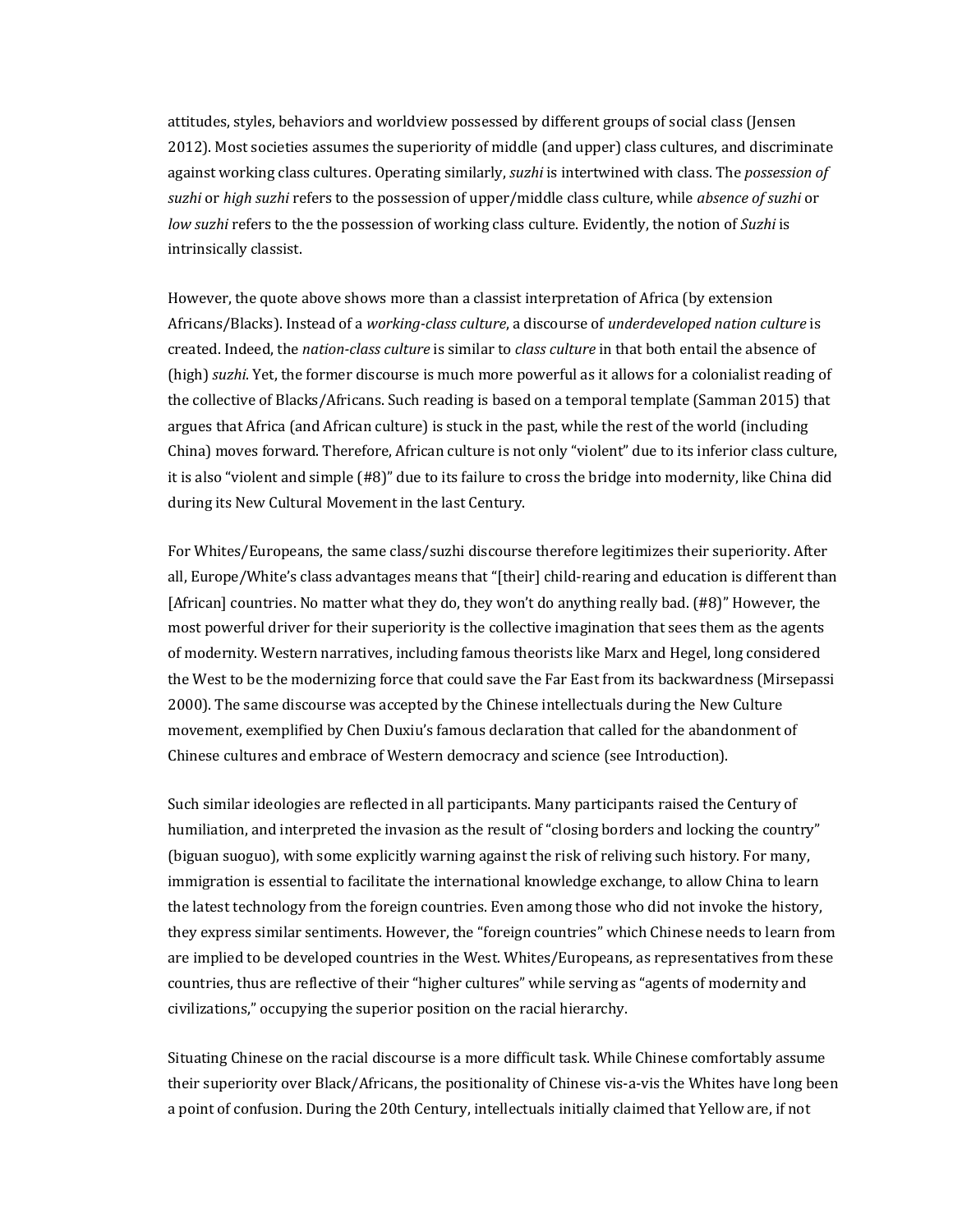attitudes, styles, behaviors and worldview possessed by different groups of social class (Jensen 2012). Most societies assumes the superiority of middle (and upper) class cultures, and discriminate against working class cultures. Operating similarly, *suzhi* is intertwined with class. The *possession of suzhi* or *high suzhi* refers to the possession of upper/middle class culture, while *absence of suzhi* or *low suzhi* refers to the the possession of working class culture. Evidently, the notion of *Suzhi* is intrinsically classist.

However, the quote above shows more than a classist interpretation of Africa (by extension Africans/Blacks). Instead of a *working-class culture*, a discourse of *underdeveloped nation culture* is created. Indeed, the *nation-class culture* is similar to *class culture* in that both entail the absence of (high) *suzhi*. Yet, the former discourse is much more powerful as it allows for a colonialist reading of the collective of Blacks/Africans. Such reading is based on a temporal template (Samman 2015) that argues that Africa (and African culture) is stuck in the past, while the rest of the world (including China) moves forward. Therefore, African culture is not only "violent" due to its inferior class culture, it is also "violent and simple (#8)" due to its failure to cross the bridge into modernity, like China did during its New Cultural Movement in the last Century.

For Whites/Europeans, the same class/suzhi discourse therefore legitimizes their superiority. After all, Europe/White's class advantages means that "[their] child-rearing and education is different than [African] countries. No matter what they do, they won't do anything really bad. (#8)" However, the most powerful driver for their superiority is the collective imagination that sees them as the agents of modernity. Western narratives, including famous theorists like Marx and Hegel, long considered the West to be the modernizing force that could save the Far East from its backwardness (Mirsepassi 2000). The same discourse was accepted by the Chinese intellectuals during the New Culture movement, exemplified by Chen Duxiu's famous declaration that called for the abandonment of Chinese cultures and embrace of Western democracy and science (see Introduction).

Such similar ideologies are reflected in all participants. Many participants raised the Century of humiliation, and interpreted the invasion as the result of "closing borders and locking the country" (biguan suoguo), with some explicitly warning against the risk of reliving such history. For many, immigration is essential to facilitate the international knowledge exchange, to allow China to learn the latest technology from the foreign countries. Even among those who did not invoke the history, they express similar sentiments. However, the "foreign countries" which Chinese needs to learn from are implied to be developed countries in the West. Whites/Europeans, as representatives from these countries, thus are reflective of their "higher cultures" while serving as "agents of modernity and civilizations," occupying the superior position on the racial hierarchy.

Situating Chinese on the racial discourse is a more difficult task. While Chinese comfortably assume their superiority over Black/Africans, the positionality of Chinese vis-a-vis the Whites have long been a point of confusion. During the 20th Century, intellectuals initially claimed that Yellow are, if not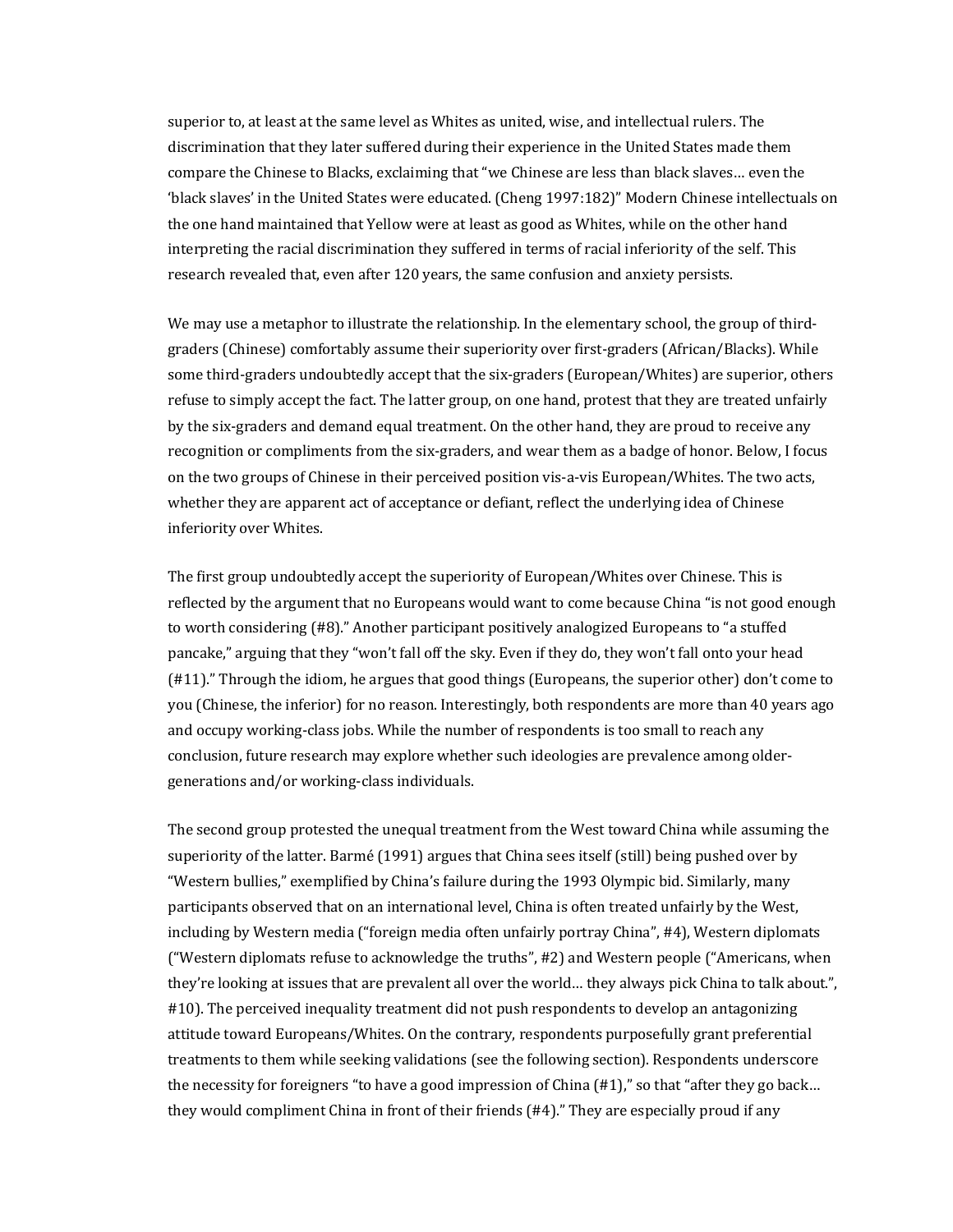superior to, at least at the same level as Whites as united, wise, and intellectual rulers. The discrimination that they later suffered during their experience in the United States made them compare the Chinese to Blacks, exclaiming that "we Chinese are less than black slaves… even the 'black slaves' in the United States were educated. (Cheng 1997:182)" Modern Chinese intellectuals on the one hand maintained that Yellow were at least as good as Whites, while on the other hand interpreting the racial discrimination they suffered in terms of racial inferiority of the self. This research revealed that, even after 120 years, the same confusion and anxiety persists.

We may use a metaphor to illustrate the relationship. In the elementary school, the group of third-graders (Chinese) comfortably assume their superiority over first-graders (African/Blacks). While some third-graders undoubtedly accept that the six-graders (European/Whites) are superior, others refuse to simply accept the fact. The latter group, on one hand, protest that they are treated unfairly by the six-graders and demand equal treatment. On the other hand, they are proud to receive any recognition or compliments from the six-graders, and wear them as a badge of honor. Below, I focus on the two groups of Chinese in their perceived position vis-a-vis European/Whites. The two acts, whether they are apparent act of acceptance or defiant, reflect the underlying idea of Chinese inferiority over Whites.

The first group undoubtedly accept the superiority of European/Whites over Chinese. This is reflected by the argument that no Europeans would want to come because China "is not good enough to worth considering (#8)." Another participant positively analogized Europeans to "a stuffed pancake," arguing that they "won't fall off the sky. Even if they do, they won't fall onto your head (#11)." Through the idiom, he argues that good things (Europeans, the superior other) don't come to you (Chinese, the inferior) for no reason. Interestingly, both respondents are more than 40 years ago and occupy working-class jobs. While the number of respondents is too small to reach any conclusion, future research may explore whether such ideologies are prevalence among older-generations and/or working-class individuals.

The second group protested the unequal treatment from the West toward China while assuming the superiority of the latter. Barmé (1991) argues that China sees itself (still) being pushed over by "Western bullies," exemplified by China's failure during the 1993 Olympic bid. Similarly, many participants observed that on an international level, China is often treated unfairly by the West, including by Western media ("foreign media often unfairly portray China", #4), Western diplomats ("Western diplomats refuse to acknowledge the truths", #2) and Western people ("Americans, when they're looking at issues that are prevalent all over the world… they always pick China to talk about.", #10). The perceived inequality treatment did not push respondents to develop an antagonizing attitude toward Europeans/Whites. On the contrary, respondents purposefully grant preferential treatments to them while seeking validations (see the following section). Respondents underscore the necessity for foreigners "to have a good impression of China (#1)," so that "after they go back… they would compliment China in front of their friends (#4)." They are especially proud if any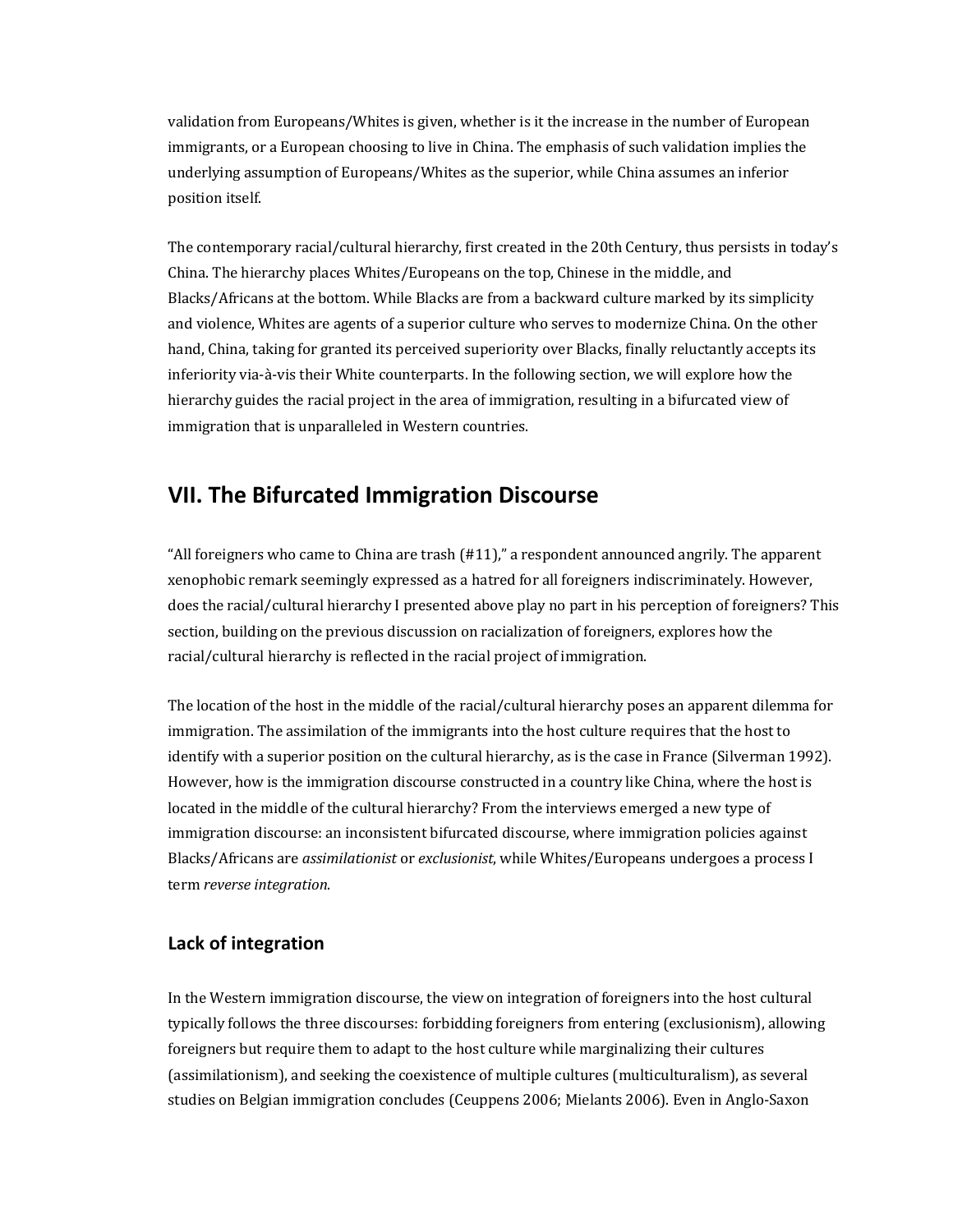validation from Europeans/Whites is given, whether is it the increase in the number of European immigrants, or a European choosing to live in China. The emphasis of such validation implies the underlying assumption of Europeans/Whites as the superior, while China assumes an inferior position itself.

The contemporary racial/cultural hierarchy, first created in the 20th Century, thus persists in today's China. The hierarchy places Whites/Europeans on the top, Chinese in the middle, and Blacks/Africans at the bottom. While Blacks are from a backward culture marked by its simplicity and violence, Whites are agents of a superior culture who serves to modernize China. On the other hand, China, taking for granted its perceived superiority over Blacks, finally reluctantly accepts its inferiority via-à-vis their White counterparts. In the following section, we will explore how the hierarchy guides the racial project in the area of immigration, resulting in a bifurcated view of immigration that is unparalleled in Western countries.

## VII. The Bifurcated Immigration Discourse

"All foreigners who came to China are trash (#11)," a respondent announced angrily. The apparent xenophobic remark seemingly expressed as a hatred for all foreigners indiscriminately. However, does the racial/cultural hierarchy I presented above play no part in his perception of foreigners? This section, building on the previous discussion on racialization of foreigners, explores how the racial/cultural hierarchy is reflected in the racial project of immigration.

The location of the host in the middle of the racial/cultural hierarchy poses an apparent dilemma for immigration. The assimilation of the immigrants into the host culture requires that the host to identify with a superior position on the cultural hierarchy, as is the case in France (Silverman 1992). However, how is the immigration discourse constructed in a country like China, where the host is located in the middle of the cultural hierarchy? From the interviews emerged a new type of immigration discourse: an inconsistent bifurcated discourse, where immigration policies against Blacks/Africans are *assimilationist* or *exclusionist*, while Whites/Europeans undergoes a process I term *reverse integration*.

### Lack of integration

In the Western immigration discourse, the view on integration of foreigners into the host cultural typically follows the three discourses: forbidding foreigners from entering (exclusionism), allowing foreigners but require them to adapt to the host culture while marginalizing their cultures (assimilationism), and seeking the coexistence of multiple cultures (multiculturalism), as several studies on Belgian immigration concludes (Ceuppens 2006; Mielants 2006). Even in Anglo-Saxon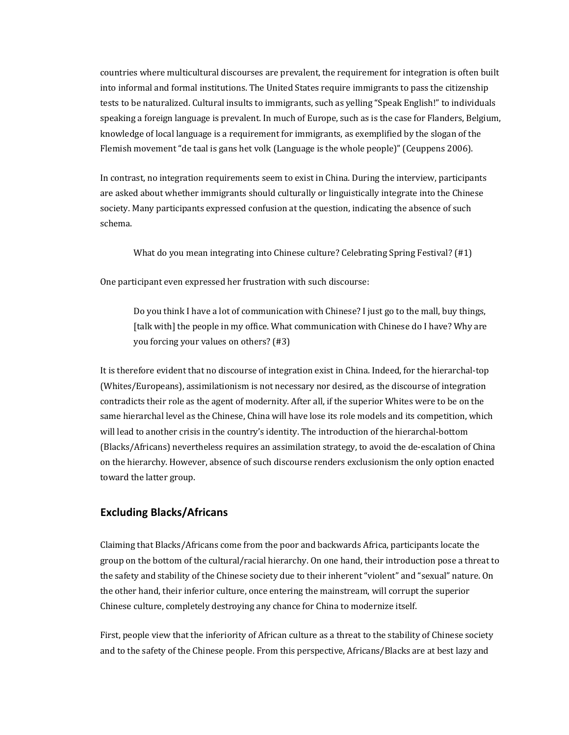countries where multicultural discourses are prevalent, the requirement for integration is often built into informal and formal institutions. The United States require immigrants to pass the citizenship tests to be naturalized. Cultural insults to immigrants, such as yelling "Speak English!" to individuals speaking a foreign language is prevalent. In much of Europe, such as is the case for Flanders, Belgium, knowledge of local language is a requirement for immigrants, as exemplified by the slogan of the Flemish movement "de taal is gans het volk (Language is the whole people)" (Ceuppens 2006).

In contrast, no integration requirements seem to exist in China. During the interview, participants are asked about whether immigrants should culturally or linguistically integrate into the Chinese society. Many participants expressed confusion at the question, indicating the absence of such schema.

> What do you mean integrating into Chinese culture? Celebrating Spring Festival? (#1)

One participant even expressed her frustration with such discourse:

> Do you think I have a lot of communication with Chinese? I just go to the mall, buy things, [talk with] the people in my office. What communication with Chinese do I have? Why are you forcing your values on others? (#3)

It is therefore evident that no discourse of integration exist in China. Indeed, for the hierarchal-top (Whites/Europeans), assimilationism is not necessary nor desired, as the discourse of integration contradicts their role as the agent of modernity. After all, if the superior Whites were to be on the same hierarchal level as the Chinese, China will have lose its role models and its competition, which will lead to another crisis in the country's identity. The introduction of the hierarchal-bottom (Blacks/Africans) nevertheless requires an assimilation strategy, to avoid the de-escalation of China on the hierarchy. However, absence of such discourse renders exclusionism the only option enacted toward the latter group.

## Excluding Blacks/Africans

Claiming that Blacks/Africans come from the poor and backwards Africa, participants locate the group on the bottom of the cultural/racial hierarchy. On one hand, their introduction pose a threat to the safety and stability of the Chinese society due to their inherent "violent" and "sexual" nature. On the other hand, their inferior culture, once entering the mainstream, will corrupt the superior Chinese culture, completely destroying any chance for China to modernize itself.

First, people view that the inferiority of African culture as a threat to the stability of Chinese society and to the safety of the Chinese people. From this perspective, Africans/Blacks are at best lazy and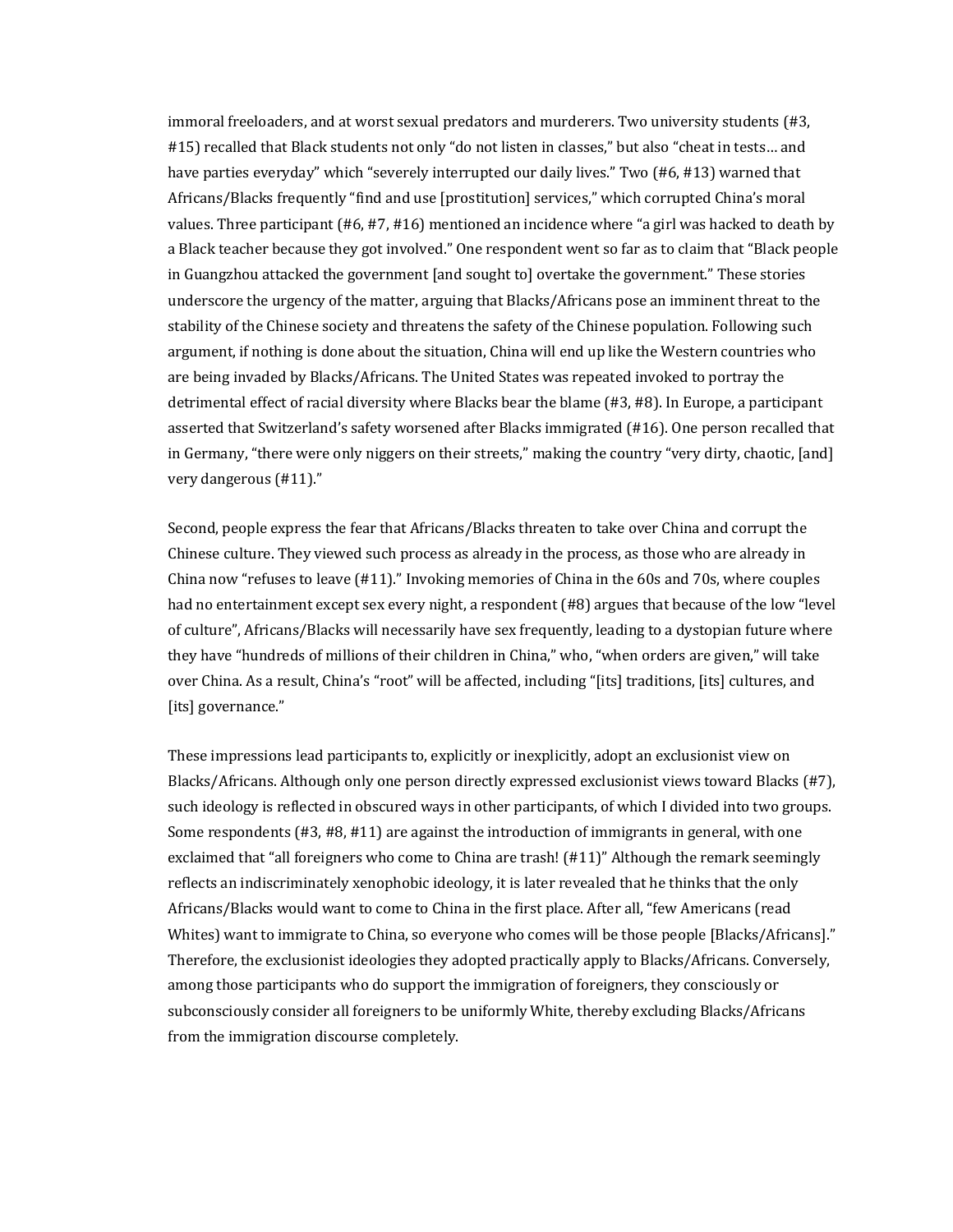immoral freeloaders, and at worst sexual predators and murderers. Two university students (#3, #15) recalled that Black students not only "do not listen in classes," but also "cheat in tests… and have parties everyday" which "severely interrupted our daily lives." Two (#6, #13) warned that Africans/Blacks frequently "find and use [prostitution] services," which corrupted China's moral values. Three participant (#6, #7, #16) mentioned an incidence where "a girl was hacked to death by a Black teacher because they got involved." One respondent went so far as to claim that "Black people in Guangzhou attacked the government [and sought to] overtake the government." These stories underscore the urgency of the matter, arguing that Blacks/Africans pose an imminent threat to the stability of the Chinese society and threatens the safety of the Chinese population. Following such argument, if nothing is done about the situation, China will end up like the Western countries who are being invaded by Blacks/Africans. The United States was repeated invoked to portray the detrimental effect of racial diversity where Blacks bear the blame (#3, #8). In Europe, a participant asserted that Switzerland's safety worsened after Blacks immigrated (#16). One person recalled that in Germany, "there were only niggers on their streets," making the country "very dirty, chaotic, [and] very dangerous (#11)."

Second, people express the fear that Africans/Blacks threaten to take over China and corrupt the Chinese culture. They viewed such process as already in the process, as those who are already in China now "refuses to leave (#11)." Invoking memories of China in the 60s and 70s, where couples had no entertainment except sex every night, a respondent (#8) argues that because of the low "level of culture", Africans/Blacks will necessarily have sex frequently, leading to a dystopian future where they have "hundreds of millions of their children in China," who, "when orders are given," will take over China. As a result, China's "root" will be affected, including "[its] traditions, [its] cultures, and [its] governance."

These impressions lead participants to, explicitly or inexplicitly, adopt an exclusionist view on Blacks/Africans. Although only one person directly expressed exclusionist views toward Blacks (#7), such ideology is reflected in obscured ways in other participants, of which I divided into two groups. Some respondents (#3, #8, #11) are against the introduction of immigrants in general, with one exclaimed that "all foreigners who come to China are trash! (#11)" Although the remark seemingly reflects an indiscriminately xenophobic ideology, it is later revealed that he thinks that the only Africans/Blacks would want to come to China in the first place. After all, "few Americans (read Whites) want to immigrate to China, so everyone who comes will be those people [Blacks/Africans]." Therefore, the exclusionist ideologies they adopted practically apply to Blacks/Africans. Conversely, among those participants who do support the immigration of foreigners, they consciously or subconsciously consider all foreigners to be uniformly White, thereby excluding Blacks/Africans from the immigration discourse completely.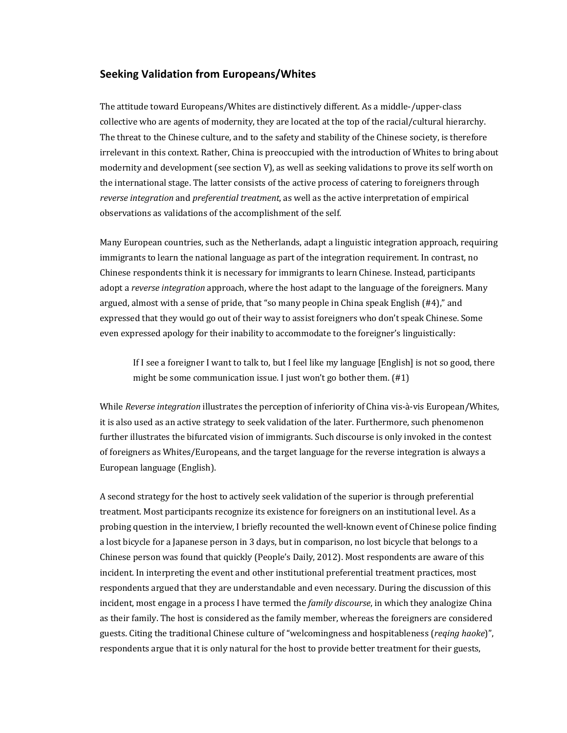## Seeking Validation from Europeans/Whites

The attitude toward Europeans/Whites are distinctively different. As a middle-/upper-class collective who are agents of modernity, they are located at the top of the racial/cultural hierarchy. The threat to the Chinese culture, and to the safety and stability of the Chinese society, is therefore irrelevant in this context. Rather, China is preoccupied with the introduction of Whites to bring about modernity and development (see section V), as well as seeking validations to prove its self worth on the international stage. The latter consists of the active process of catering to foreigners through *reverse integration* and *preferential treatment*, as well as the active interpretation of empirical observations as validations of the accomplishment of the self.

Many European countries, such as the Netherlands, adapt a linguistic integration approach, requiring immigrants to learn the national language as part of the integration requirement. In contrast, no Chinese respondents think it is necessary for immigrants to learn Chinese. Instead, participants adopt a *reverse integration* approach, where the host adapt to the language of the foreigners. Many argued, almost with a sense of pride, that "so many people in China speak English (#4)," and expressed that they would go out of their way to assist foreigners who don't speak Chinese. Some even expressed apology for their inability to accommodate to the foreigner's linguistically:

> If I see a foreigner I want to talk to, but I feel like my language [English] is not so good, there might be some communication issue. I just won't go bother them. (#1)

While *Reverse integration* illustrates the perception of inferiority of China vis-à-vis European/Whites, it is also used as an active strategy to seek validation of the later. Furthermore, such phenomenon further illustrates the bifurcated vision of immigrants. Such discourse is only invoked in the contest of foreigners as Whites/Europeans, and the target language for the reverse integration is always a European language (English).

A second strategy for the host to actively seek validation of the superior is through preferential treatment. Most participants recognize its existence for foreigners on an institutional level. As a probing question in the interview, I briefly recounted the well-known event of Chinese police finding a lost bicycle for a Japanese person in 3 days, but in comparison, no lost bicycle that belongs to a Chinese person was found that quickly (People's Daily, 2012). Most respondents are aware of this incident. In interpreting the event and other institutional preferential treatment practices, most respondents argued that they are understandable and even necessary. During the discussion of this incident, most engage in a process I have termed the *family discourse*, in which they analogize China as their family. The host is considered as the family member, whereas the foreigners are considered guests. Citing the traditional Chinese culture of "welcomingness and hospitableness (*reqing haoke*)", respondents argue that it is only natural for the host to provide better treatment for their guests,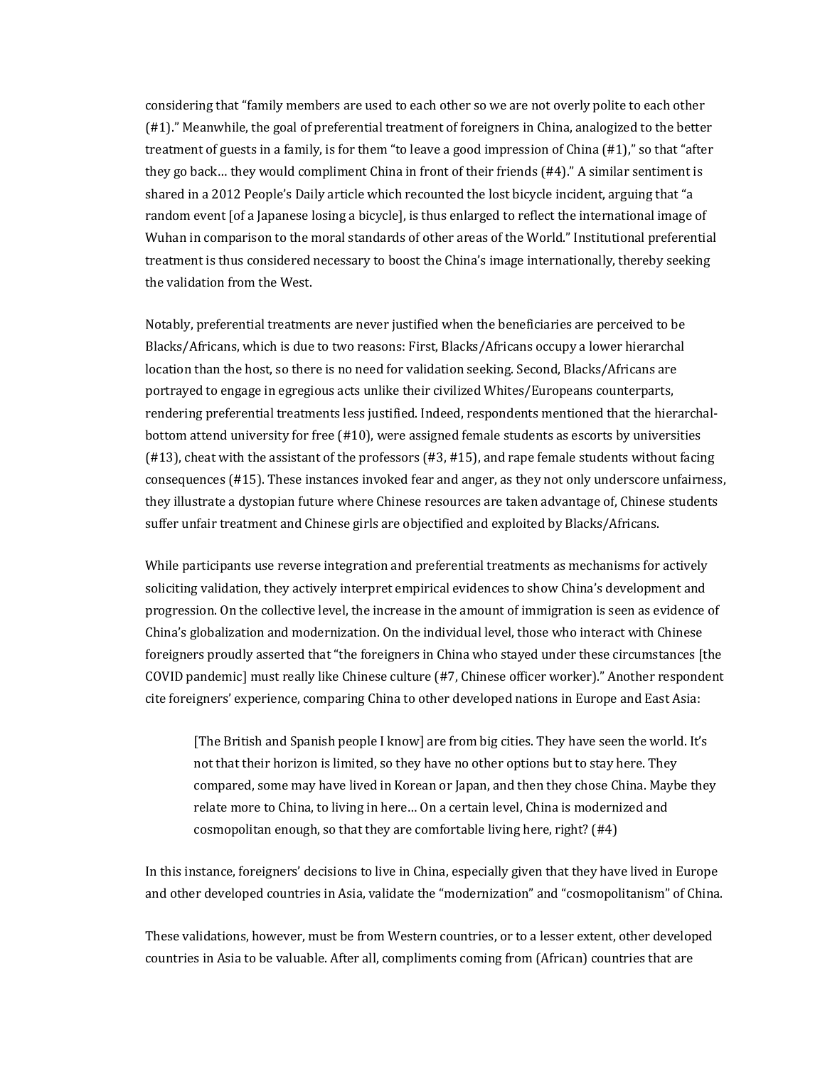considering that "family members are used to each other so we are not overly polite to each other (#1)." Meanwhile, the goal of preferential treatment of foreigners in China, analogized to the better treatment of guests in a family, is for them "to leave a good impression of China (#1)," so that "after they go back… they would compliment China in front of their friends (#4)." A similar sentiment is shared in a 2012 People's Daily article which recounted the lost bicycle incident, arguing that "a random event [of a Japanese losing a bicycle], is thus enlarged to reflect the international image of Wuhan in comparison to the moral standards of other areas of the World." Institutional preferential treatment is thus considered necessary to boost the China's image internationally, thereby seeking the validation from the West.

Notably, preferential treatments are never justified when the beneficiaries are perceived to be Blacks/Africans, which is due to two reasons: First, Blacks/Africans occupy a lower hierarchal location than the host, so there is no need for validation seeking. Second, Blacks/Africans are portrayed to engage in egregious acts unlike their civilized Whites/Europeans counterparts, rendering preferential treatments less justified. Indeed, respondents mentioned that the hierarchal-bottom attend university for free (#10), were assigned female students as escorts by universities (#13), cheat with the assistant of the professors (#3, #15), and rape female students without facing consequences (#15). These instances invoked fear and anger, as they not only underscore unfairness, they illustrate a dystopian future where Chinese resources are taken advantage of, Chinese students suffer unfair treatment and Chinese girls are objectified and exploited by Blacks/Africans.

While participants use reverse integration and preferential treatments as mechanisms for actively soliciting validation, they actively interpret empirical evidences to show China's development and progression. On the collective level, the increase in the amount of immigration is seen as evidence of China's globalization and modernization. On the individual level, those who interact with Chinese foreigners proudly asserted that "the foreigners in China who stayed under these circumstances [the COVID pandemic] must really like Chinese culture (#7, Chinese officer worker)." Another respondent cite foreigners' experience, comparing China to other developed nations in Europe and East Asia:

> [The British and Spanish people I know] are from big cities. They have seen the world. It's not that their horizon is limited, so they have no other options but to stay here. They compared, some may have lived in Korean or Japan, and then they chose China. Maybe they relate more to China, to living in here… On a certain level, China is modernized and cosmopolitan enough, so that they are comfortable living here, right? (#4)

In this instance, foreigners' decisions to live in China, especially given that they have lived in Europe and other developed countries in Asia, validate the "modernization" and "cosmopolitanism" of China.

These validations, however, must be from Western countries, or to a lesser extent, other developed countries in Asia to be valuable. After all, compliments coming from (African) countries that are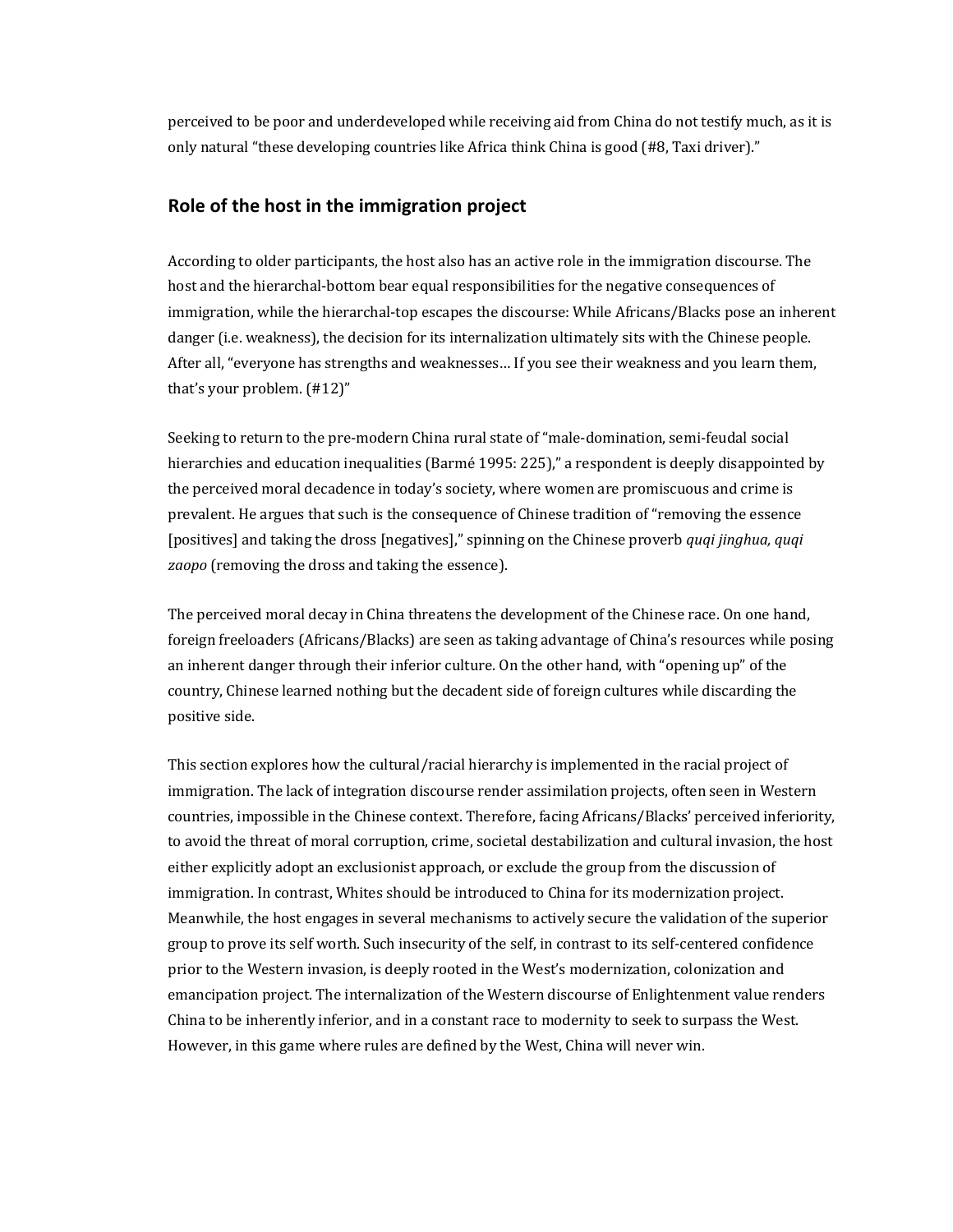perceived to be poor and underdeveloped while receiving aid from China do not testify much, as it is only natural "these developing countries like Africa think China is good (#8, Taxi driver)."

## Role of the host in the immigration project

According to older participants, the host also has an active role in the immigration discourse. The host and the hierarchal-bottom bear equal responsibilities for the negative consequences of immigration, while the hierarchal-top escapes the discourse: While Africans/Blacks pose an inherent danger (i.e. weakness), the decision for its internalization ultimately sits with the Chinese people. After all, "everyone has strengths and weaknesses… If you see their weakness and you learn them, that's your problem. (#12)"

Seeking to return to the pre-modern China rural state of "male-domination, semi-feudal social hierarchies and education inequalities (Barmé 1995: 225)," a respondent is deeply disappointed by the perceived moral decadence in today's society, where women are promiscuous and crime is prevalent. He argues that such is the consequence of Chinese tradition of "removing the essence [positives] and taking the dross [negatives]," spinning on the Chinese proverb *quqi jinghua, quqi zaopo* (removing the dross and taking the essence).

The perceived moral decay in China threatens the development of the Chinese race. On one hand, foreign freeloaders (Africans/Blacks) are seen as taking advantage of China's resources while posing an inherent danger through their inferior culture. On the other hand, with "opening up" of the country, Chinese learned nothing but the decadent side of foreign cultures while discarding the positive side.

This section explores how the cultural/racial hierarchy is implemented in the racial project of immigration. The lack of integration discourse render assimilation projects, often seen in Western countries, impossible in the Chinese context. Therefore, facing Africans/Blacks' perceived inferiority, to avoid the threat of moral corruption, crime, societal destabilization and cultural invasion, the host either explicitly adopt an exclusionist approach, or exclude the group from the discussion of immigration. In contrast, Whites should be introduced to China for its modernization project. Meanwhile, the host engages in several mechanisms to actively secure the validation of the superior group to prove its self worth. Such insecurity of the self, in contrast to its self-centered confidence prior to the Western invasion, is deeply rooted in the West's modernization, colonization and emancipation project. The internalization of the Western discourse of Enlightenment value renders China to be inherently inferior, and in a constant race to modernity to seek to surpass the West. However, in this game where rules are defined by the West, China will never win.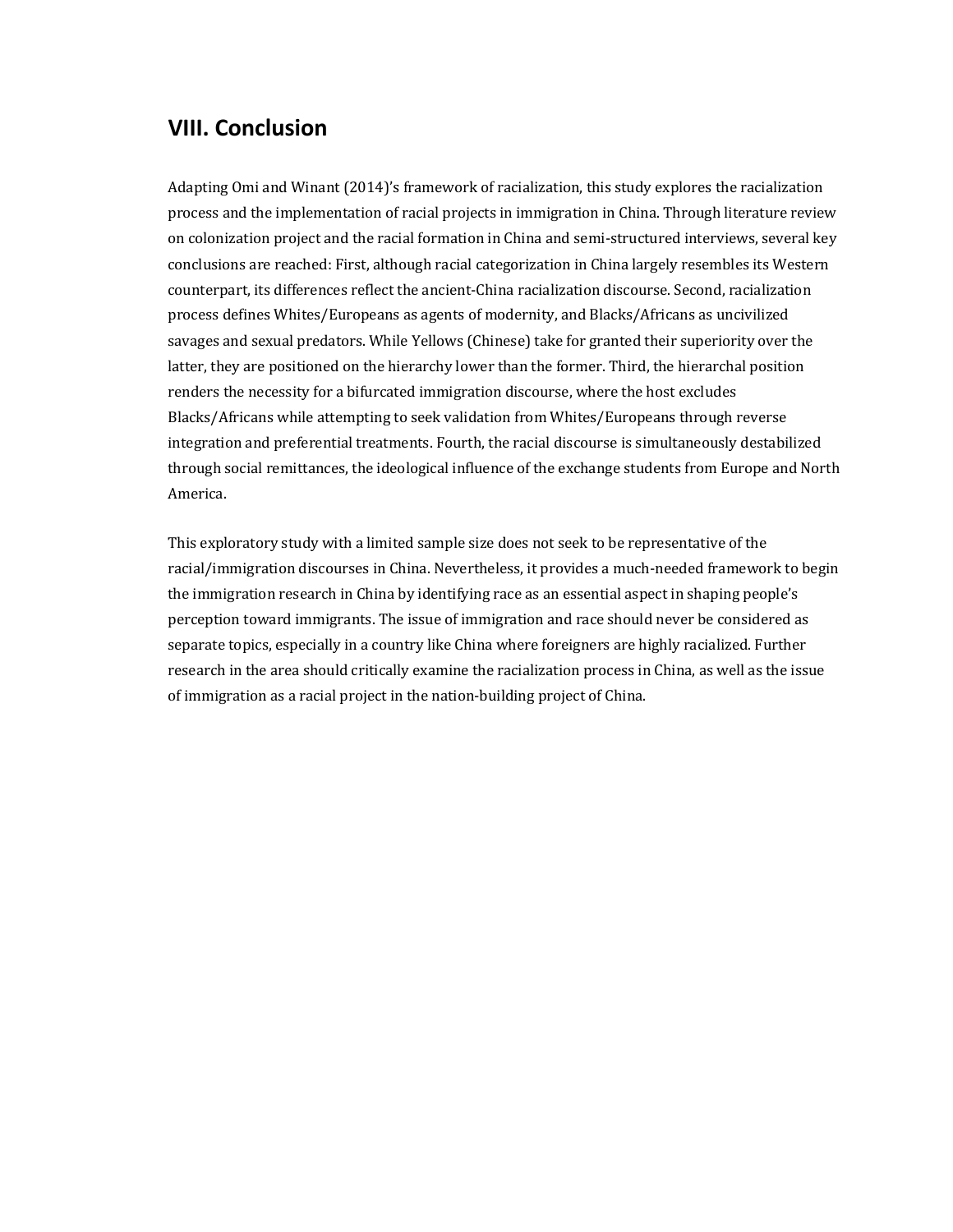## VIII. Conclusion

Adapting Omi and Winant (2014)'s framework of racialization, this study explores the racialization process and the implementation of racial projects in immigration in China. Through literature review on colonization project and the racial formation in China and semi-structured interviews, several key conclusions are reached: First, although racial categorization in China largely resembles its Western counterpart, its differences reflect the ancient-China racialization discourse. Second, racialization process defines Whites/Europeans as agents of modernity, and Blacks/Africans as uncivilized savages and sexual predators. While Yellows (Chinese) take for granted their superiority over the latter, they are positioned on the hierarchy lower than the former. Third, the hierarchal position renders the necessity for a bifurcated immigration discourse, where the host excludes Blacks/Africans while attempting to seek validation from Whites/Europeans through reverse integration and preferential treatments. Fourth, the racial discourse is simultaneously destabilized through social remittances, the ideological influence of the exchange students from Europe and North America.

This exploratory study with a limited sample size does not seek to be representative of the racial/immigration discourses in China. Nevertheless, it provides a much-needed framework to begin the immigration research in China by identifying race as an essential aspect in shaping people's perception toward immigrants. The issue of immigration and race should never be considered as separate topics, especially in a country like China where foreigners are highly racialized. Further research in the area should critically examine the racialization process in China, as well as the issue of immigration as a racial project in the nation-building project of China.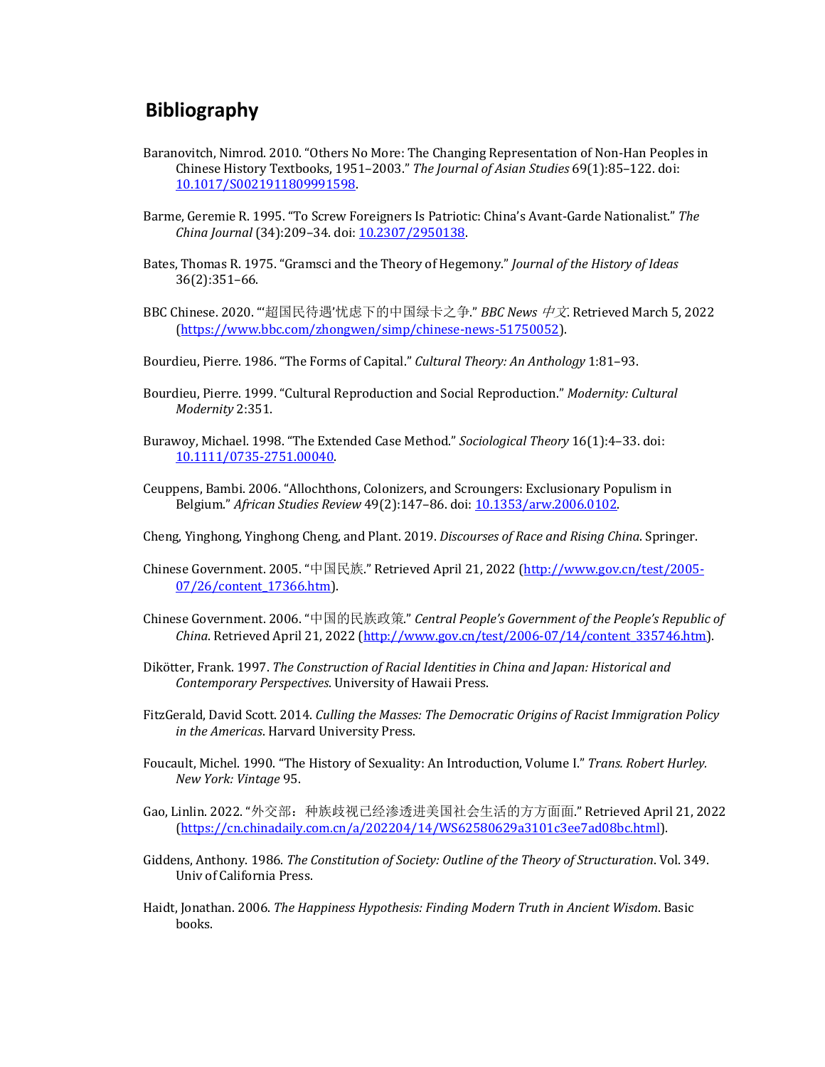# Bibliography

Baranovitch, Nimrod. 2010. "Others No More: The Changing Representation of Non-Han Peoples in Chinese History Textbooks, 1951–2003." *The Journal of Asian Studies* 69(1):85–122. doi: [10.1017/S0021911809991598](https://doi.org/10.1017/S0021911809991598).

Barme, Geremie R. 1995. "To Screw Foreigners Is Patriotic: China's Avant-Garde Nationalist." *The China Journal* (34):209–34. doi: [10.2307/2950138](https://doi.org/10.2307/2950138).

Bates, Thomas R. 1975. "Gramsci and the Theory of Hegemony." *Journal of the History of Ideas* 36(2):351–66.

BBC Chinese. 2020. "'超国民待遇'忧虑下的中国绿卡之争." *BBC News 中文*. Retrieved March 5, 2022 ([https://www.bbc.com/zhongwen/simp/chinese-news-51750052](https://www.bbc.com/zhongwen/simp/chinese-news-51750052)).

Bourdieu, Pierre. 1986. "The Forms of Capital." *Cultural Theory: An Anthology* 1:81–93.

Bourdieu, Pierre. 1999. "Cultural Reproduction and Social Reproduction." *Modernity: Cultural Modernity* 2:351.

Burawoy, Michael. 1998. "The Extended Case Method." *Sociological Theory* 16(1):4–33. doi: [10.1111/0735-2751.00040](https://doi.org/10.1111/0735-2751.00040).

Ceuppens, Bambi. 2006. "Allochthons, Colonizers, and Scroungers: Exclusionary Populism in Belgium." *African Studies Review* 49(2):147–86. doi: [10.1353/arw.2006.0102](https://doi.org/10.1353/arw.2006.0102).

Cheng, Yinghong, Yinghong Cheng, and Plant. 2019. *Discourses of Race and Rising China*. Springer.

Chinese Government. 2005. "中国民族." Retrieved April 21, 2022 ([http://www.gov.cn/test/2005-07/26/content_17366.htm](http://www.gov.cn/test/2005-07/26/content_17366.htm)).

Chinese Government. 2006. "中国的民族政策." *Central People's Government of the People's Republic of China*. Retrieved April 21, 2022 ([http://www.gov.cn/test/2006-07/14/content_335746.htm](http://www.gov.cn/test/2006-07/14/content_335746.htm)).

Dikötter, Frank. 1997. *The Construction of Racial Identities in China and Japan: Historical and Contemporary Perspectives*. University of Hawaii Press.

FitzGerald, David Scott. 2014. *Culling the Masses: The Democratic Origins of Racist Immigration Policy in the Americas*. Harvard University Press.

Foucault, Michel. 1990. "The History of Sexuality: An Introduction, Volume I." *Trans. Robert Hurley. New York: Vintage* 95.

Gao, Linlin. 2022. "外交部：种族歧视已经渗透进美国社会生活的方方面面." Retrieved April 21, 2022 ([https://cn.chinadaily.com.cn/a/202204/14/WS62580629a3101c3ee7ad08bc.html](https://cn.chinadaily.com.cn/a/202204/14/WS62580629a3101c3ee7ad08bc.html)).

Giddens, Anthony. 1986. *The Constitution of Society: Outline of the Theory of Structuration*. Vol. 349. Univ of California Press.

Haidt, Jonathan. 2006. *The Happiness Hypothesis: Finding Modern Truth in Ancient Wisdom*. Basic books.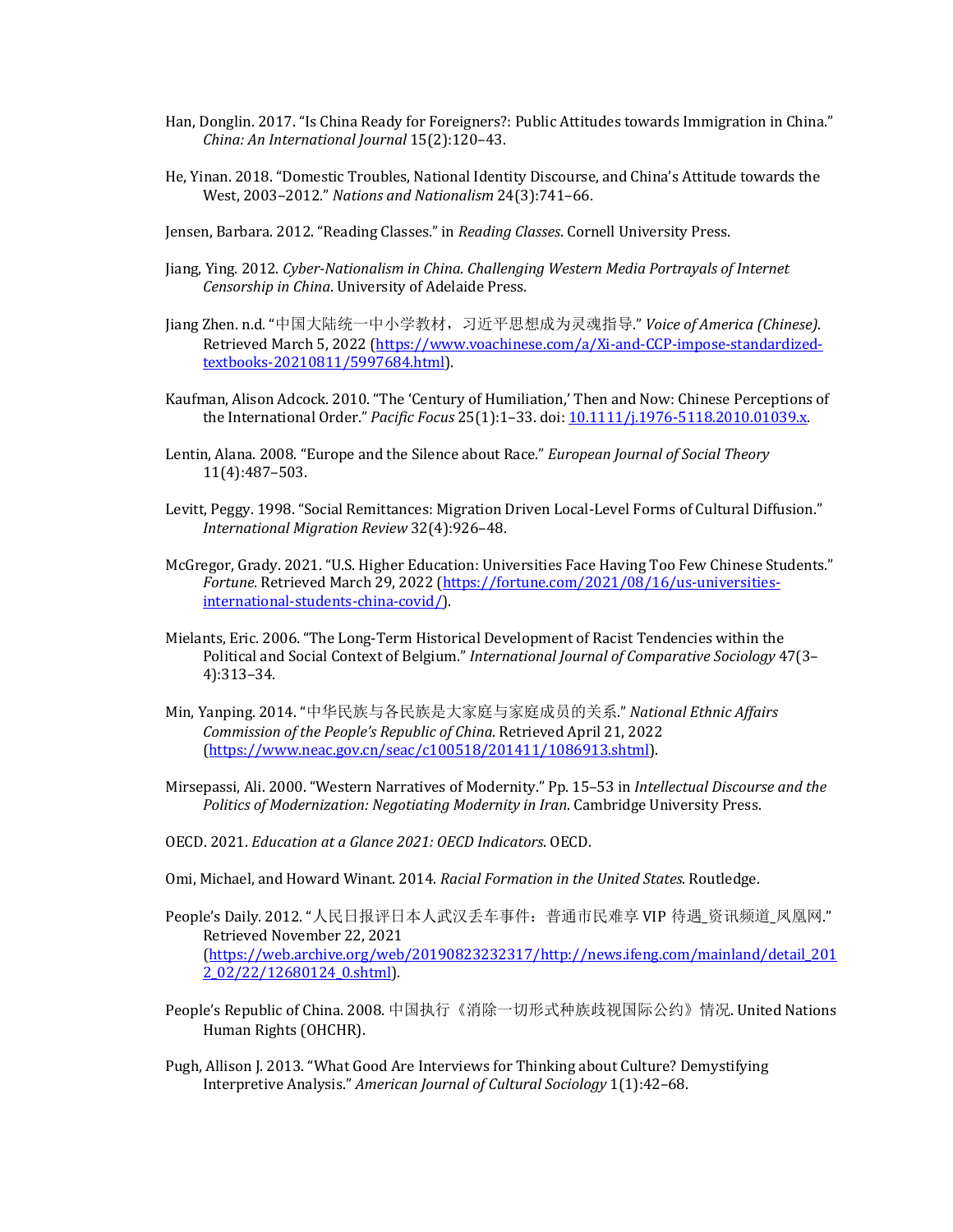Han, Donglin. 2017. "Is China Ready for Foreigners?: Public Attitudes towards Immigration in China." *China: An International Journal* 15(2):120–43.

He, Yinan. 2018. "Domestic Troubles, National Identity Discourse, and China's Attitude towards the West, 2003–2012." *Nations and Nationalism* 24(3):741–66.

Jensen, Barbara. 2012. "Reading Classes." in *Reading Classes*. Cornell University Press.

Jiang, Ying. 2012. *Cyber-Nationalism in China. Challenging Western Media Portrayals of Internet Censorship in China*. University of Adelaide Press.

Jiang Zhen. n.d. "中国大陆统一中小学教材，习近平思想成为灵魂指导." *Voice of America (Chinese)*. Retrieved March 5, 2022 (https://www.voachinese.com/a/Xi-and-CCP-impose-standardized-textbooks-20210811/5997684.html).

Kaufman, Alison Adcock. 2010. "The 'Century of Humiliation,' Then and Now: Chinese Perceptions of the International Order." *Pacific Focus* 25(1):1–33. doi: 10.1111/j.1976-5118.2010.01039.x.

Lentin, Alana. 2008. "Europe and the Silence about Race." *European Journal of Social Theory* 11(4):487–503.

Levitt, Peggy. 1998. "Social Remittances: Migration Driven Local-Level Forms of Cultural Diffusion." *International Migration Review* 32(4):926–48.

McGregor, Grady. 2021. "U.S. Higher Education: Universities Face Having Too Few Chinese Students." *Fortune*. Retrieved March 29, 2022 (https://fortune.com/2021/08/16/us-universities-international-students-china-covid/).

Mielants, Eric. 2006. "The Long-Term Historical Development of Racist Tendencies within the Political and Social Context of Belgium." *International Journal of Comparative Sociology* 47(3–4):313–34.

Min, Yanping. 2014. "中华民族与各民族是大家庭与家庭成员的关系." *National Ethnic Affairs Commission of the People's Republic of China*. Retrieved April 21, 2022 (https://www.neac.gov.cn/seac/c100518/201411/1086913.shtml).

Mirsepassi, Ali. 2000. "Western Narratives of Modernity." Pp. 15–53 in *Intellectual Discourse and the Politics of Modernization: Negotiating Modernity in Iran*. Cambridge University Press.

OECD. 2021. *Education at a Glance 2021: OECD Indicators*. OECD.

Omi, Michael, and Howard Winant. 2014. *Racial Formation in the United States*. Routledge.

People's Daily. 2012. "人民日报评日本人武汉丢车事件：普通市民难享 VIP 待遇_资讯频道_凤凰网." Retrieved November 22, 2021 (https://web.archive.org/web/20190823232317/http://news.ifeng.com/mainland/detail_2012_02/22/12680124_0.shtml).

People's Republic of China. 2008. 中国执行《消除一切形式种族歧视国际公约》情况. United Nations Human Rights (OHCHR).

Pugh, Allison J. 2013. "What Good Are Interviews for Thinking about Culture? Demystifying Interpretive Analysis." *American Journal of Cultural Sociology* 1(1):42–68.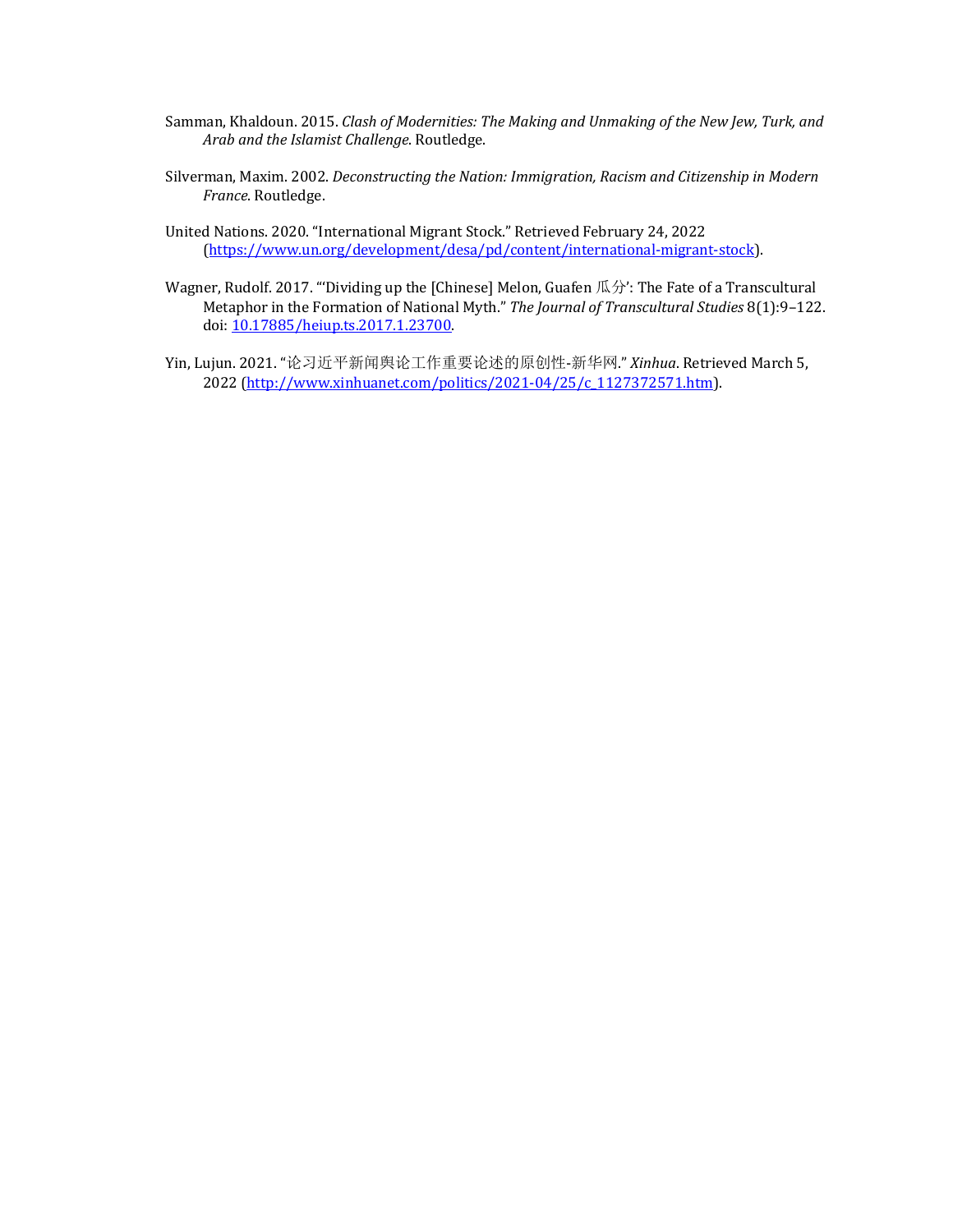Samman, Khaldoun. 2015. *Clash of Modernities: The Making and Unmaking of the New Jew, Turk, and Arab and the Islamist Challenge*. Routledge.

Silverman, Maxim. 2002. *Deconstructing the Nation: Immigration, Racism and Citizenship in Modern France*. Routledge.

United Nations. 2020. "International Migrant Stock." Retrieved February 24, 2022 (https://www.un.org/development/desa/pd/content/international-migrant-stock).

Wagner, Rudolf. 2017. "'Dividing up the [Chinese] Melon, Guafen 瓜分': The Fate of a Transcultural Metaphor in the Formation of National Myth." *The Journal of Transcultural Studies* 8(1):9–122. doi: 10.17885/heiup.ts.2017.1.23700.

Yin, Lujun. 2021. "论习近平新闻舆论工作重要论述的原创性-新华网." *Xinhua*. Retrieved March 5, 2022 (http://www.xinhuanet.com/politics/2021-04/25/c_1127372571.htm).